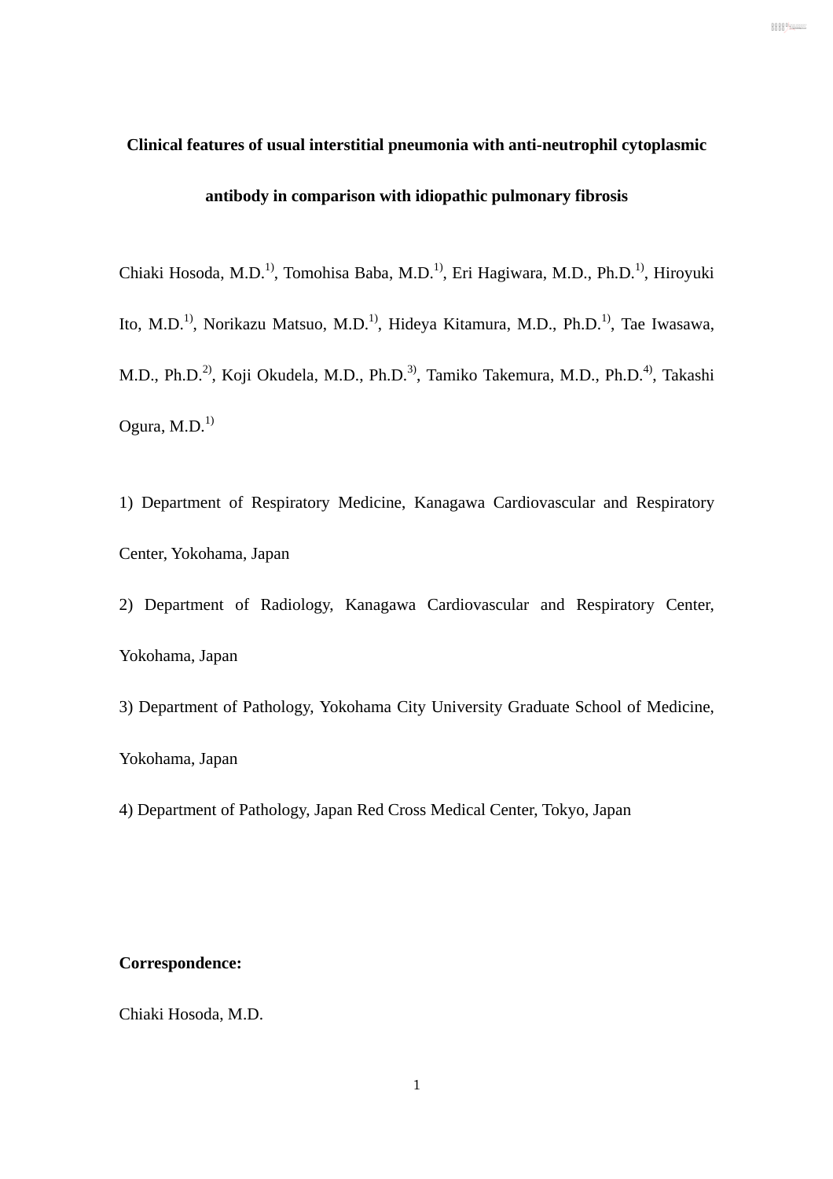# Clinical features of usual interstitial pneumonia with anti-neutrophil cytoplasmic antibody in comparison with idiopathic pulmonary fibrosis

Chiaki Hosoda, M.D.[1], Tomohisa Baba, M.D.[1], Eri Hagiwara, M.D., Ph.D.[1], Hiroyuki Ito, M.D.[1], Norikazu Matsuo, M.D.[1], Hideya Kitamura, M.D., Ph.D.[1], Tae Iwasawa, M.D., Ph.D.[2], Koji Okudela, M.D., Ph.D.[3], Tamiko Takemura, M.D., Ph.D.[4], Takashi Ogura, M.D.[1]

1) Department of Respiratory Medicine, Kanagawa Cardiovascular and Respiratory Center, Yokohama, Japan

2) Department of Radiology, Kanagawa Cardiovascular and Respiratory Center, Yokohama, Japan

3) Department of Pathology, Yokohama City University Graduate School of Medicine, Yokohama, Japan

4) Department of Pathology, Japan Red Cross Medical Center, Tokyo, Japan

**Correspondence:**

Chiaki Hosoda, M.D.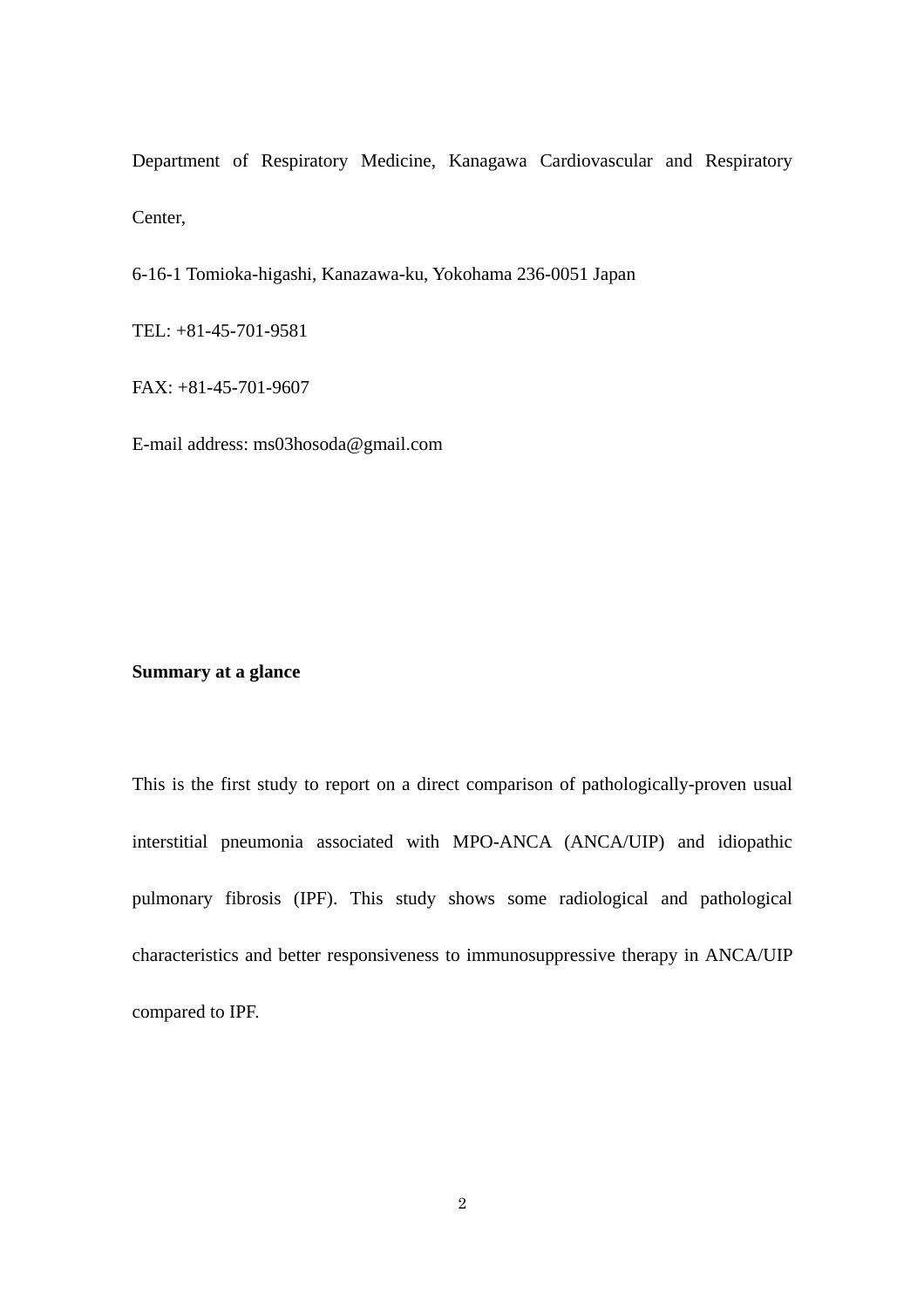Department of Respiratory Medicine, Kanagawa Cardiovascular and Respiratory Center,

6-16-1 Tomioka-higashi, Kanazawa-ku, Yokohama 236-0051 Japan

TEL: +81-45-701-9581

FAX: +81-45-701-9607

E-mail address: ms03hosoda@gmail.com

**Summary at a glance**

This is the first study to report on a direct comparison of pathologically-proven usual interstitial pneumonia associated with MPO-ANCA (ANCA/UIP) and idiopathic pulmonary fibrosis (IPF). This study shows some radiological and pathological characteristics and better responsiveness to immunosuppressive therapy in ANCA/UIP compared to IPF.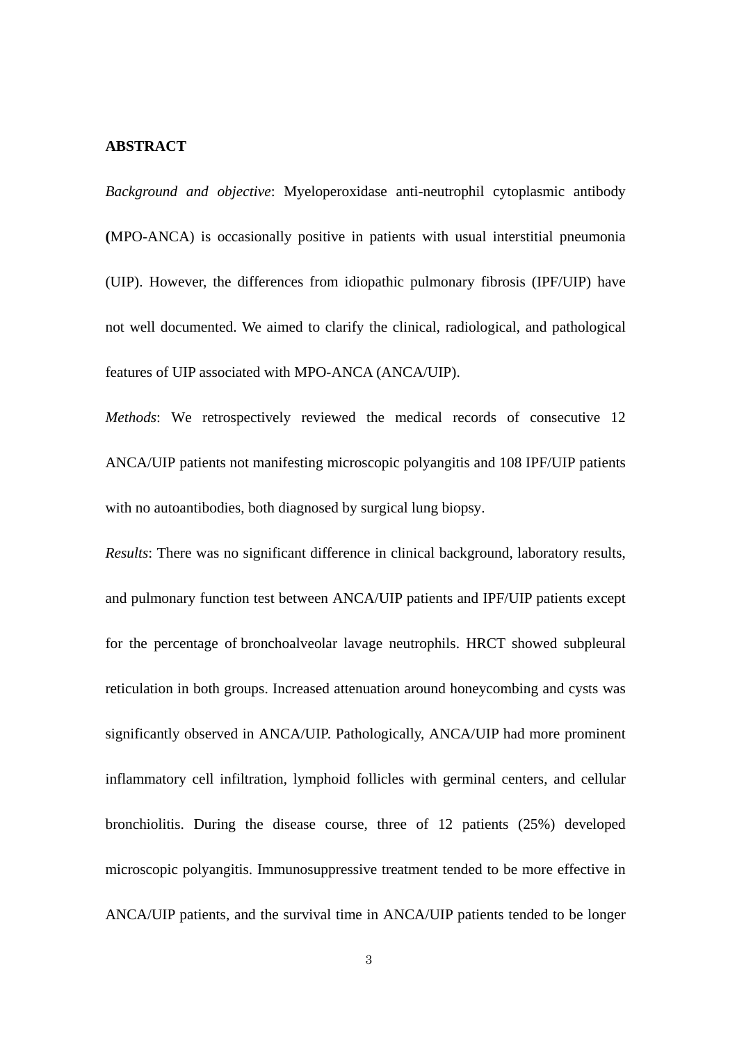**ABSTRACT**

*Background and objective*: Myeloperoxidase anti-neutrophil cytoplasmic antibody **(**MPO-ANCA) is occasionally positive in patients with usual interstitial pneumonia (UIP). However, the differences from idiopathic pulmonary fibrosis (IPF/UIP) have not well documented. We aimed to clarify the clinical, radiological, and pathological features of UIP associated with MPO-ANCA (ANCA/UIP).

*Methods*: We retrospectively reviewed the medical records of consecutive 12 ANCA/UIP patients not manifesting microscopic polyangitis and 108 IPF/UIP patients with no autoantibodies, both diagnosed by surgical lung biopsy.

*Results*: There was no significant difference in clinical background, laboratory results, and pulmonary function test between ANCA/UIP patients and IPF/UIP patients except for the percentage of bronchoalveolar lavage neutrophils. HRCT showed subpleural reticulation in both groups. Increased attenuation around honeycombing and cysts was significantly observed in ANCA/UIP. Pathologically, ANCA/UIP had more prominent inflammatory cell infiltration, lymphoid follicles with germinal centers, and cellular bronchiolitis. During the disease course, three of 12 patients (25%) developed microscopic polyangitis. Immunosuppressive treatment tended to be more effective in ANCA/UIP patients, and the survival time in ANCA/UIP patients tended to be longer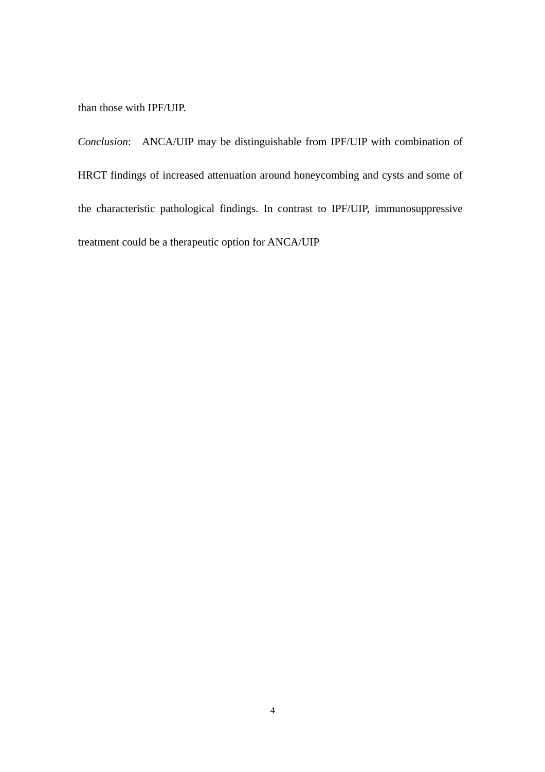than those with IPF/UIP.

*Conclusion*: ANCA/UIP may be distinguishable from IPF/UIP with combination of HRCT findings of increased attenuation around honeycombing and cysts and some of the characteristic pathological findings. In contrast to IPF/UIP, immunosuppressive treatment could be a therapeutic option for ANCA/UIP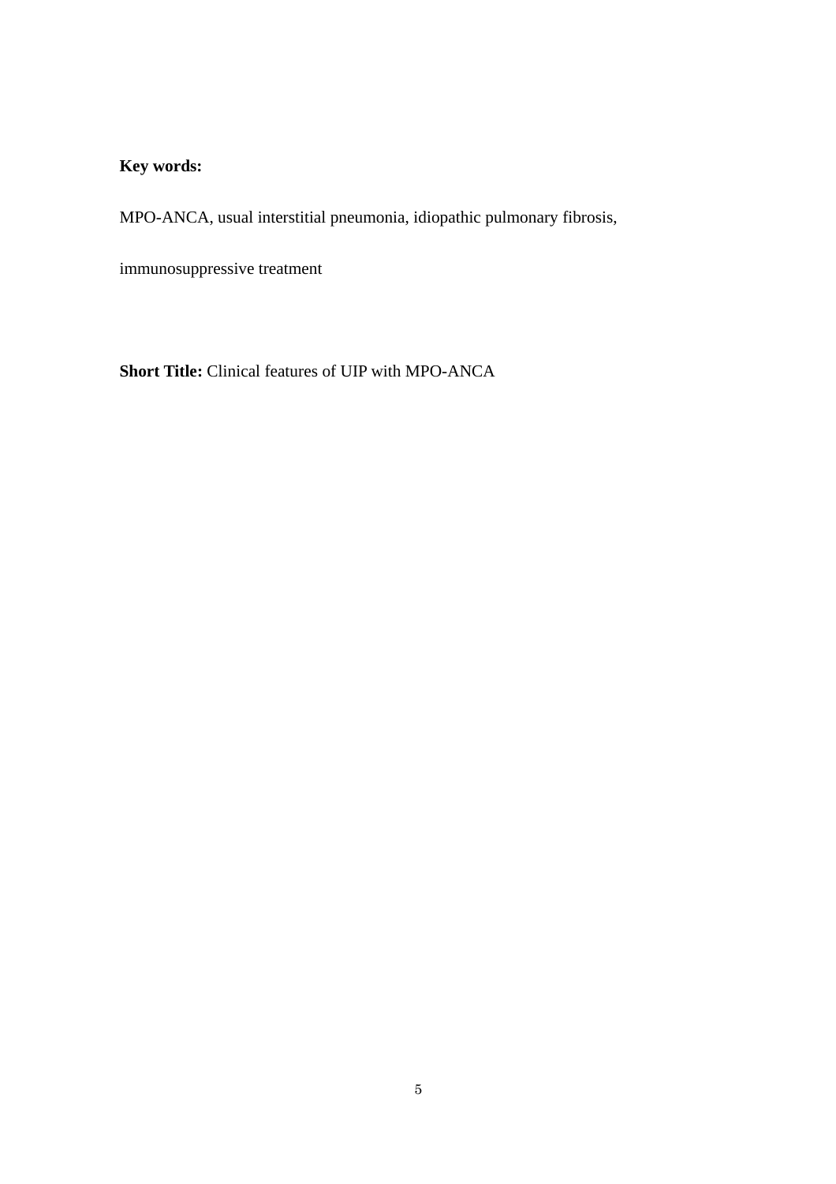**Key words:**

MPO-ANCA, usual interstitial pneumonia, idiopathic pulmonary fibrosis, immunosuppressive treatment

**Short Title:** Clinical features of UIP with MPO-ANCA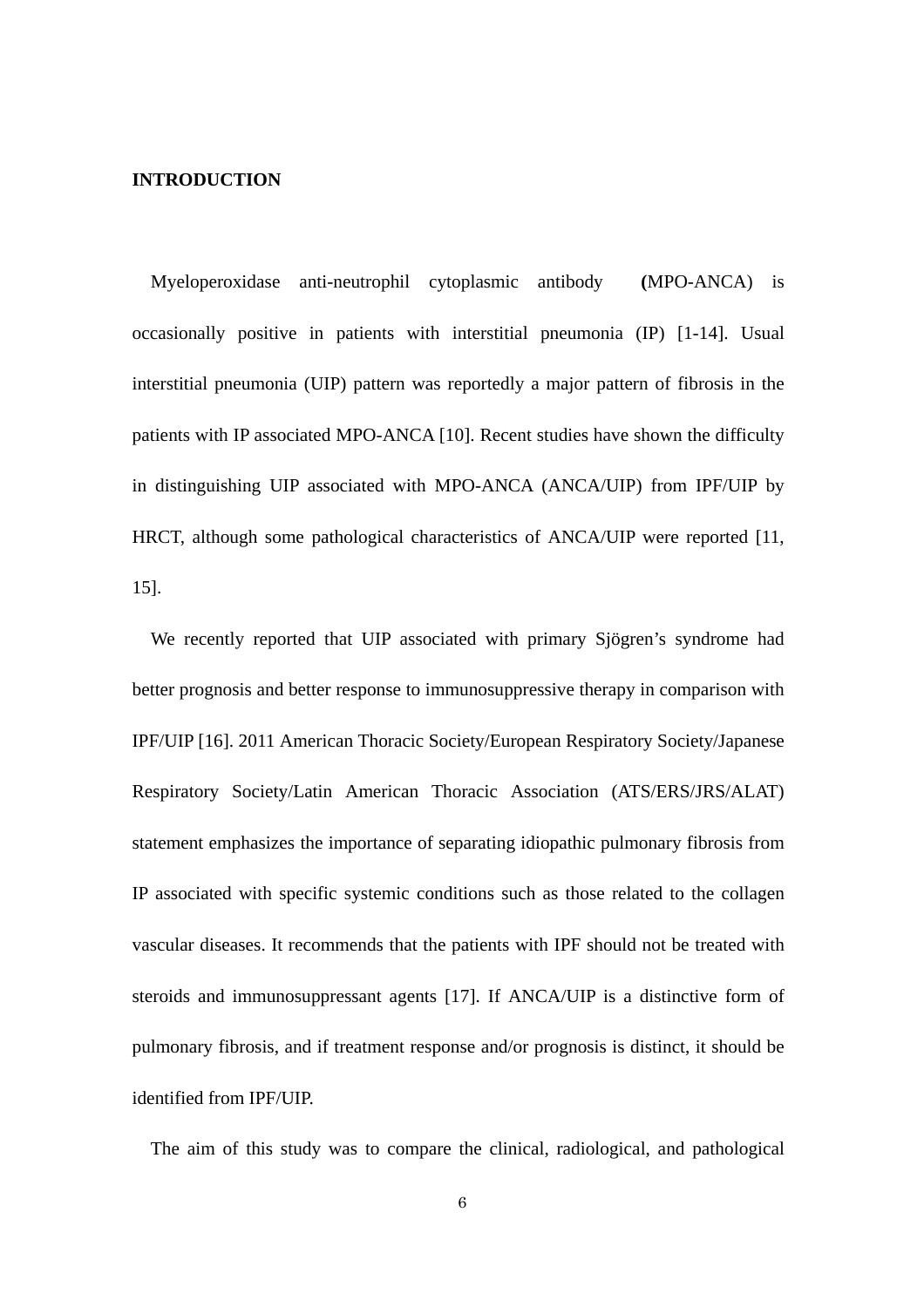## INTRODUCTION

Myeloperoxidase anti-neutrophil cytoplasmic antibody (MPO-ANCA) is occasionally positive in patients with interstitial pneumonia (IP) [1-14]. Usual interstitial pneumonia (UIP) pattern was reportedly a major pattern of fibrosis in the patients with IP associated MPO-ANCA [10]. Recent studies have shown the difficulty in distinguishing UIP associated with MPO-ANCA (ANCA/UIP) from IPF/UIP by HRCT, although some pathological characteristics of ANCA/UIP were reported [11, 15].

We recently reported that UIP associated with primary Sjögren's syndrome had better prognosis and better response to immunosuppressive therapy in comparison with IPF/UIP [16]. 2011 American Thoracic Society/European Respiratory Society/Japanese Respiratory Society/Latin American Thoracic Association (ATS/ERS/JRS/ALAT) statement emphasizes the importance of separating idiopathic pulmonary fibrosis from IP associated with specific systemic conditions such as those related to the collagen vascular diseases. It recommends that the patients with IPF should not be treated with steroids and immunosuppressant agents [17]. If ANCA/UIP is a distinctive form of pulmonary fibrosis, and if treatment response and/or prognosis is distinct, it should be identified from IPF/UIP.

The aim of this study was to compare the clinical, radiological, and pathological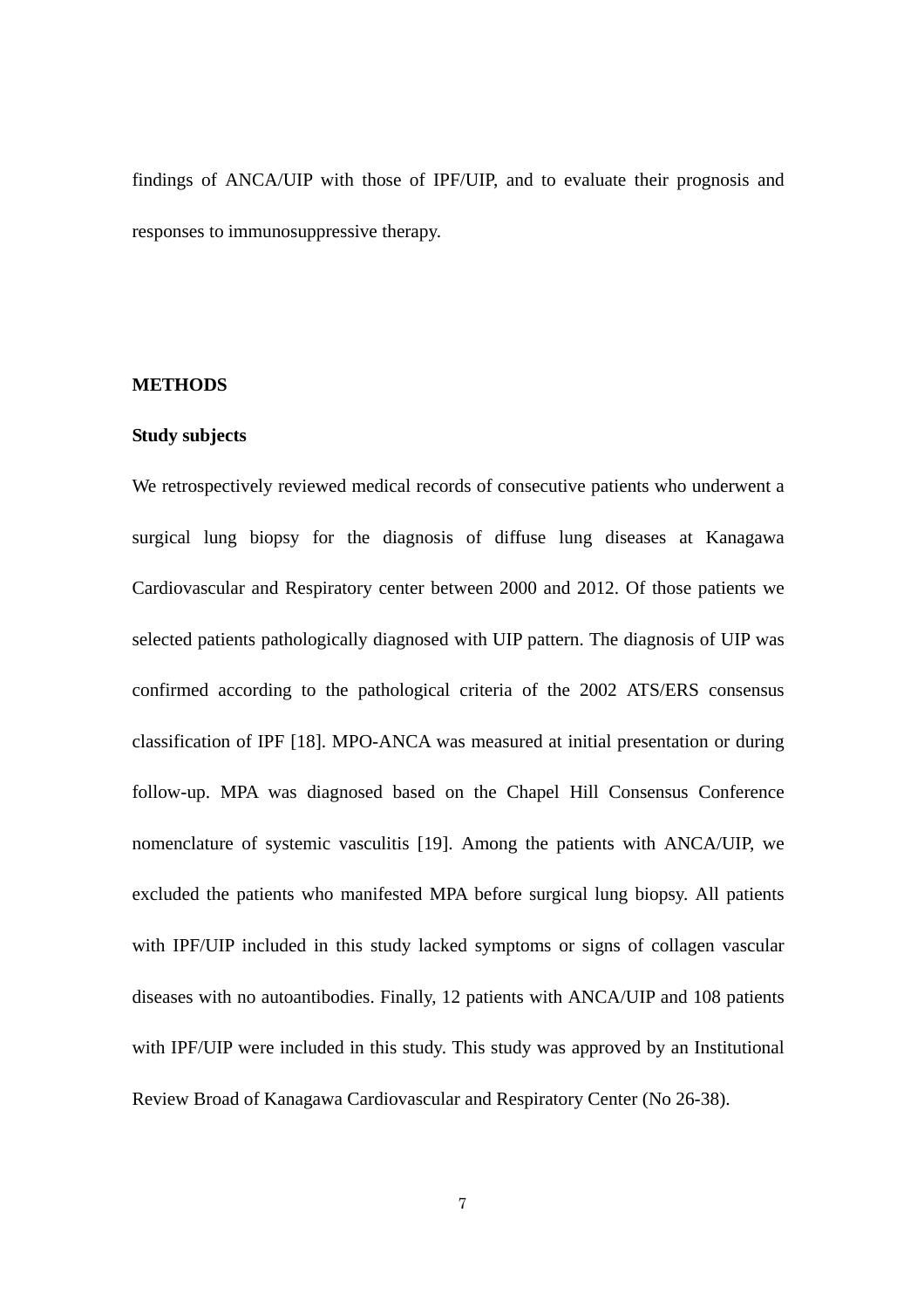findings of ANCA/UIP with those of IPF/UIP, and to evaluate their prognosis and responses to immunosuppressive therapy.

## METHODS

### Study subjects

We retrospectively reviewed medical records of consecutive patients who underwent a surgical lung biopsy for the diagnosis of diffuse lung diseases at Kanagawa Cardiovascular and Respiratory center between 2000 and 2012. Of those patients we selected patients pathologically diagnosed with UIP pattern. The diagnosis of UIP was confirmed according to the pathological criteria of the 2002 ATS/ERS consensus classification of IPF [18]. MPO-ANCA was measured at initial presentation or during follow-up. MPA was diagnosed based on the Chapel Hill Consensus Conference nomenclature of systemic vasculitis [19]. Among the patients with ANCA/UIP, we excluded the patients who manifested MPA before surgical lung biopsy. All patients with IPF/UIP included in this study lacked symptoms or signs of collagen vascular diseases with no autoantibodies. Finally, 12 patients with ANCA/UIP and 108 patients with IPF/UIP were included in this study. This study was approved by an Institutional Review Broad of Kanagawa Cardiovascular and Respiratory Center (No 26-38).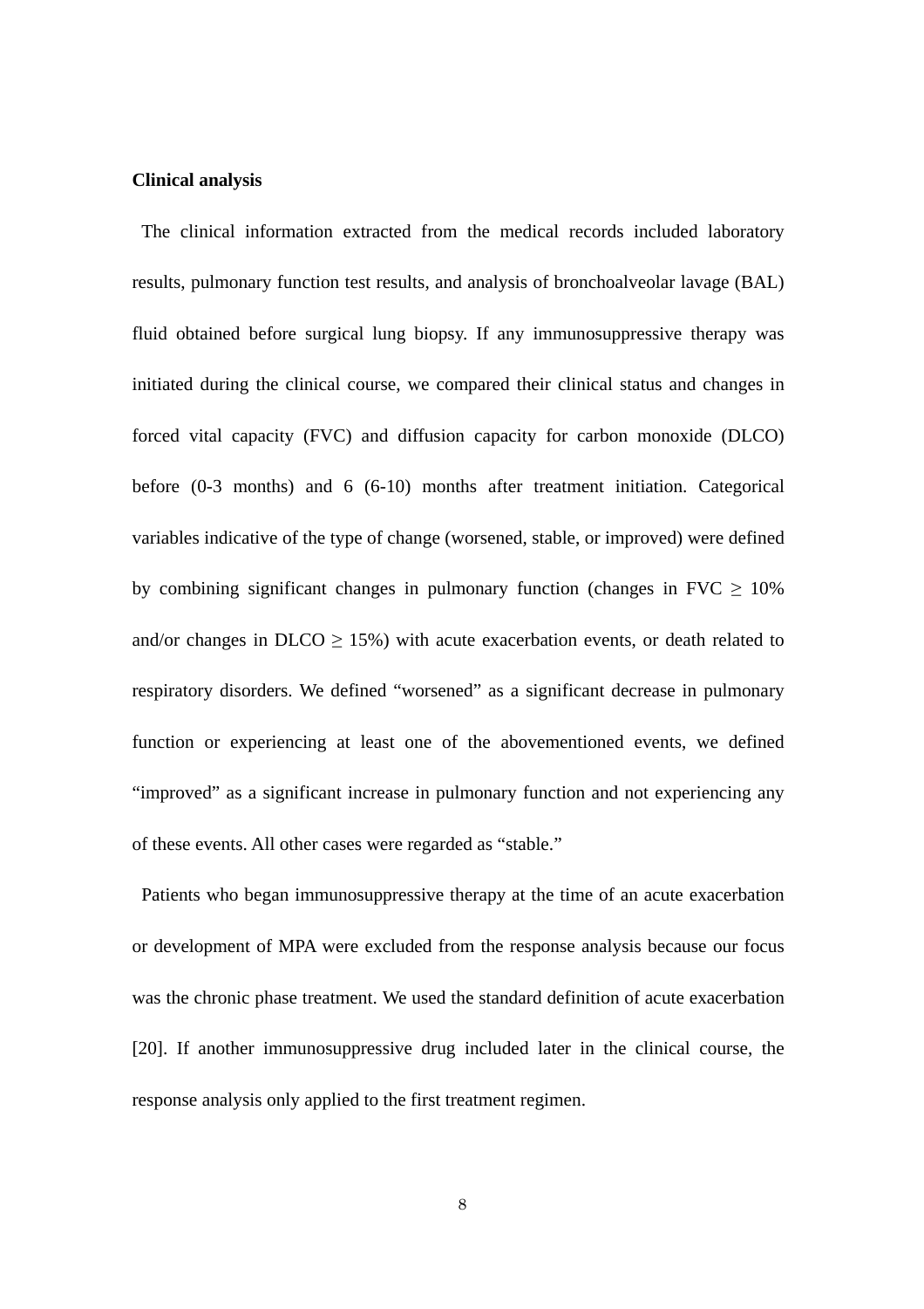**Clinical analysis**

The clinical information extracted from the medical records included laboratory results, pulmonary function test results, and analysis of bronchoalveolar lavage (BAL) fluid obtained before surgical lung biopsy. If any immunosuppressive therapy was initiated during the clinical course, we compared their clinical status and changes in forced vital capacity (FVC) and diffusion capacity for carbon monoxide (DLCO) before (0-3 months) and 6 (6-10) months after treatment initiation. Categorical variables indicative of the type of change (worsened, stable, or improved) were defined by combining significant changes in pulmonary function (changes in FVC $\geq$ 10% and/or changes in DLCO $\geq$ 15%) with acute exacerbation events, or death related to respiratory disorders. We defined "worsened" as a significant decrease in pulmonary function or experiencing at least one of the abovementioned events, we defined "improved" as a significant increase in pulmonary function and not experiencing any of these events. All other cases were regarded as "stable."

Patients who began immunosuppressive therapy at the time of an acute exacerbation or development of MPA were excluded from the response analysis because our focus was the chronic phase treatment. We used the standard definition of acute exacerbation [20]. If another immunosuppressive drug included later in the clinical course, the response analysis only applied to the first treatment regimen.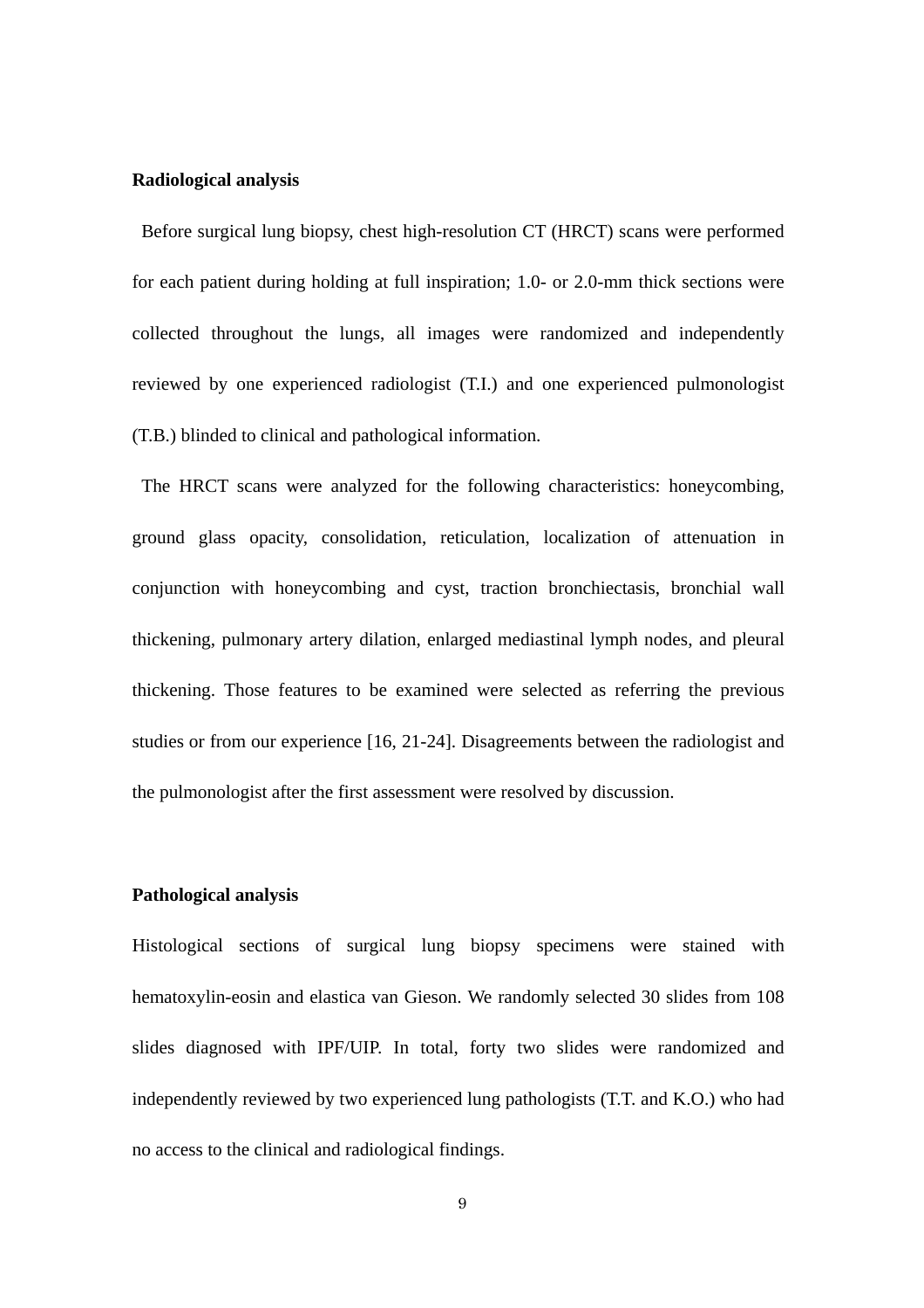**Radiological analysis**

Before surgical lung biopsy, chest high-resolution CT (HRCT) scans were performed for each patient during holding at full inspiration; 1.0- or 2.0-mm thick sections were collected throughout the lungs, all images were randomized and independently reviewed by one experienced radiologist (T.I.) and one experienced pulmonologist (T.B.) blinded to clinical and pathological information.

The HRCT scans were analyzed for the following characteristics: honeycombing, ground glass opacity, consolidation, reticulation, localization of attenuation in conjunction with honeycombing and cyst, traction bronchiectasis, bronchial wall thickening, pulmonary artery dilation, enlarged mediastinal lymph nodes, and pleural thickening. Those features to be examined were selected as referring the previous studies or from our experience [16, 21-24]. Disagreements between the radiologist and the pulmonologist after the first assessment were resolved by discussion.

**Pathological analysis**

Histological sections of surgical lung biopsy specimens were stained with hematoxylin-eosin and elastica van Gieson. We randomly selected 30 slides from 108 slides diagnosed with IPF/UIP. In total, forty two slides were randomized and independently reviewed by two experienced lung pathologists (T.T. and K.O.) who had no access to the clinical and radiological findings.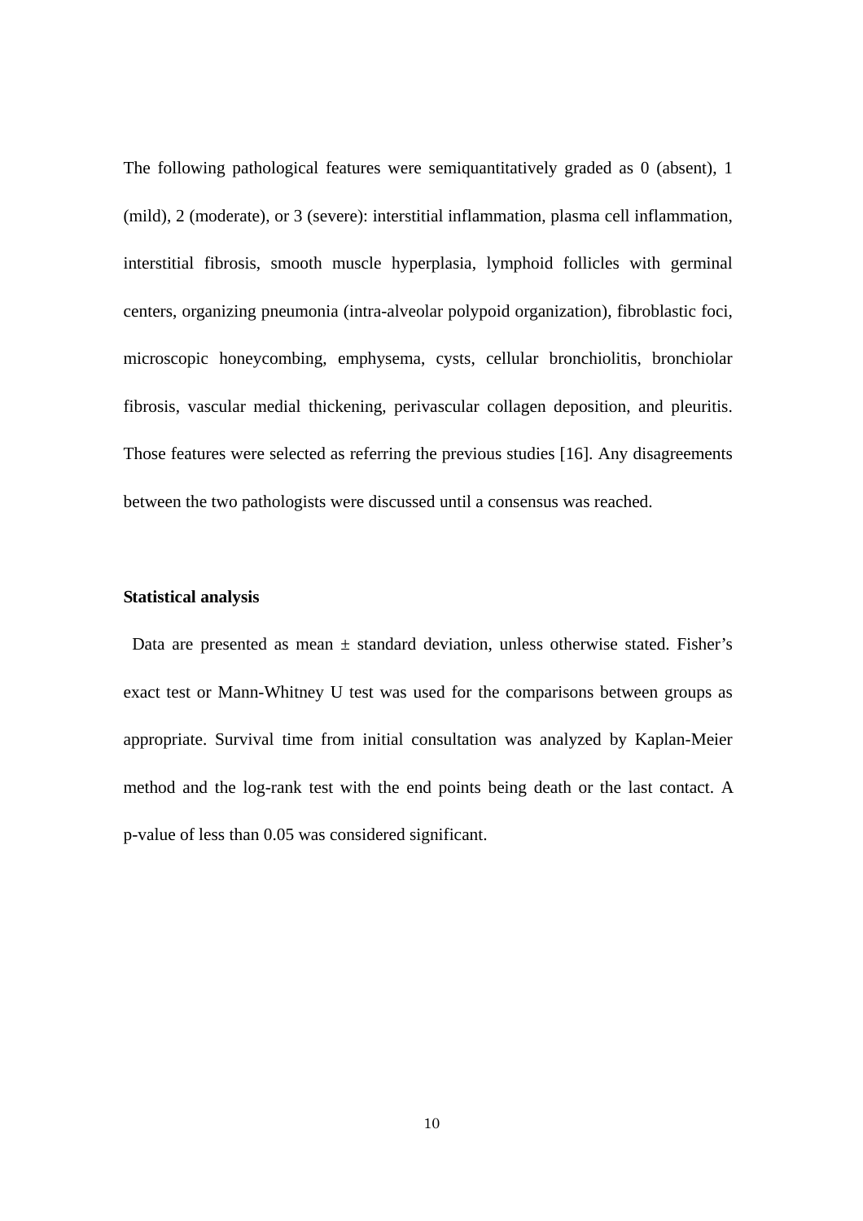The following pathological features were semiquantitatively graded as 0 (absent), 1 (mild), 2 (moderate), or 3 (severe): interstitial inflammation, plasma cell inflammation, interstitial fibrosis, smooth muscle hyperplasia, lymphoid follicles with germinal centers, organizing pneumonia (intra-alveolar polypoid organization), fibroblastic foci, microscopic honeycombing, emphysema, cysts, cellular bronchiolitis, bronchiolar fibrosis, vascular medial thickening, perivascular collagen deposition, and pleuritis. Those features were selected as referring the previous studies [16]. Any disagreements between the two pathologists were discussed until a consensus was reached.

**Statistical analysis**

Data are presented as mean ± standard deviation, unless otherwise stated. Fisher's exact test or Mann-Whitney U test was used for the comparisons between groups as appropriate. Survival time from initial consultation was analyzed by Kaplan-Meier method and the log-rank test with the end points being death or the last contact. A p-value of less than 0.05 was considered significant.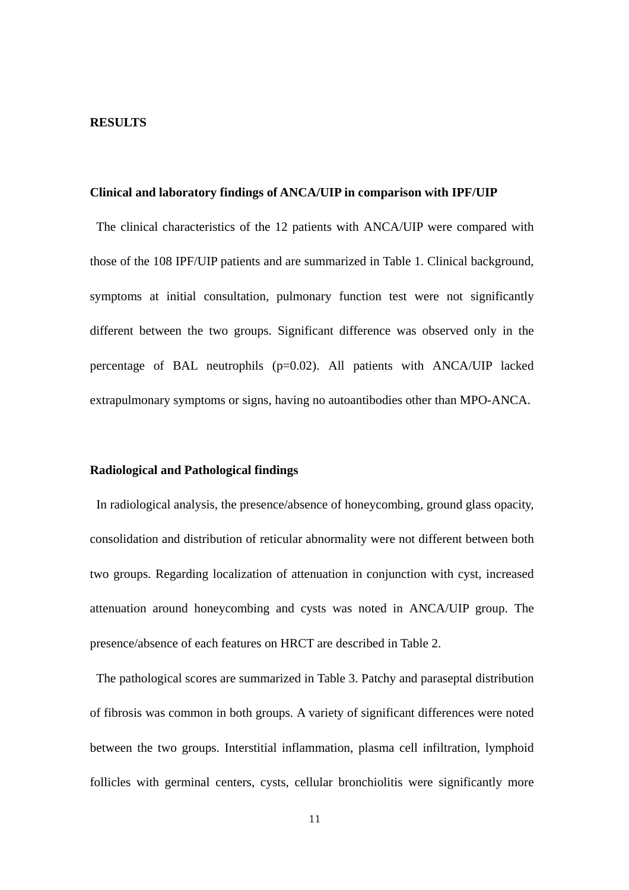## RESULTS

### Clinical and laboratory findings of ANCA/UIP in comparison with IPF/UIP

The clinical characteristics of the 12 patients with ANCA/UIP were compared with those of the 108 IPF/UIP patients and are summarized in Table 1. Clinical background, symptoms at initial consultation, pulmonary function test were not significantly different between the two groups. Significant difference was observed only in the percentage of BAL neutrophils ($p=0.02$). All patients with ANCA/UIP lacked extrapulmonary symptoms or signs, having no autoantibodies other than MPO-ANCA.

### Radiological and Pathological findings

In radiological analysis, the presence/absence of honeycombing, ground glass opacity, consolidation and distribution of reticular abnormality were not different between both two groups. Regarding localization of attenuation in conjunction with cyst, increased attenuation around honeycombing and cysts was noted in ANCA/UIP group. The presence/absence of each features on HRCT are described in Table 2.

The pathological scores are summarized in Table 3. Patchy and paraseptal distribution of fibrosis was common in both groups. A variety of significant differences were noted between the two groups. Interstitial inflammation, plasma cell infiltration, lymphoid follicles with germinal centers, cysts, cellular bronchiolitis were significantly more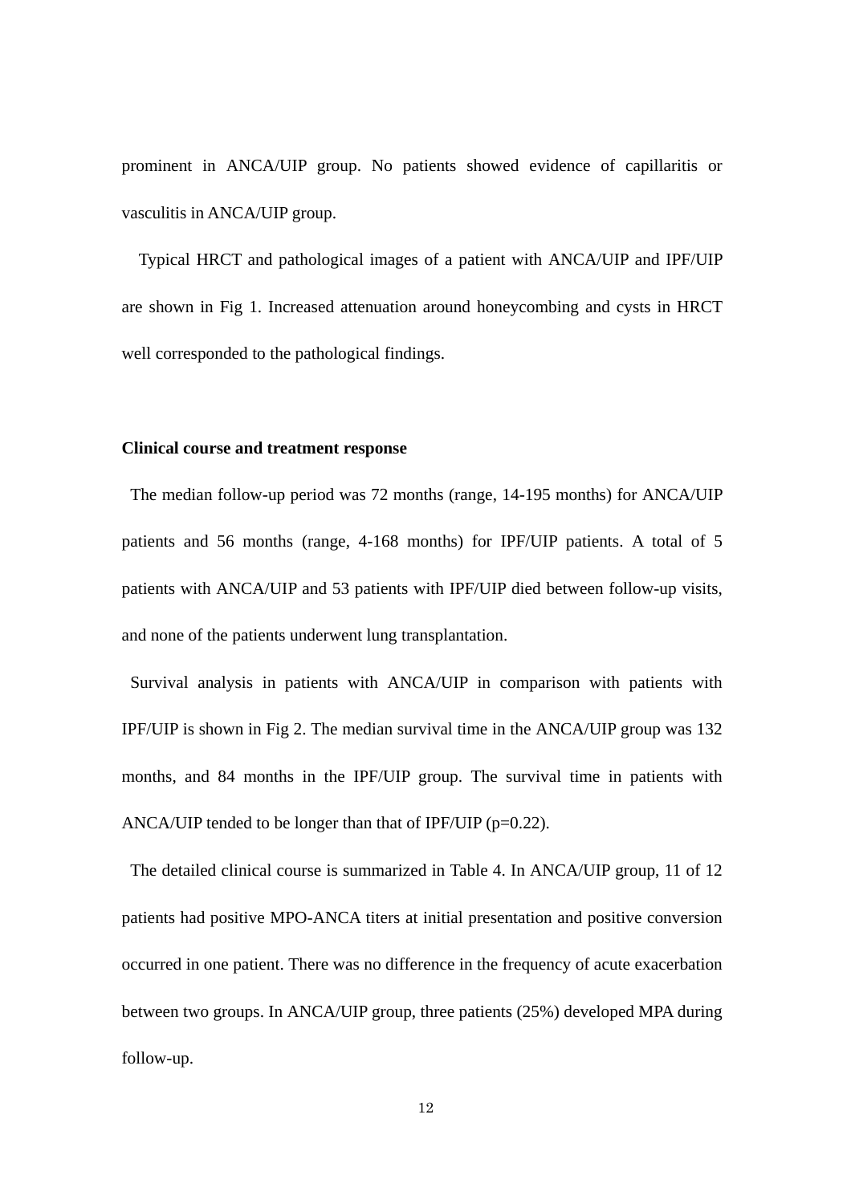prominent in ANCA/UIP group. No patients showed evidence of capillaritis or vasculitis in ANCA/UIP group.

Typical HRCT and pathological images of a patient with ANCA/UIP and IPF/UIP are shown in Fig 1. Increased attenuation around honeycombing and cysts in HRCT well corresponded to the pathological findings.

**Clinical course and treatment response**

The median follow-up period was 72 months (range, 14-195 months) for ANCA/UIP patients and 56 months (range, 4-168 months) for IPF/UIP patients. A total of 5 patients with ANCA/UIP and 53 patients with IPF/UIP died between follow-up visits, and none of the patients underwent lung transplantation.

Survival analysis in patients with ANCA/UIP in comparison with patients with IPF/UIP is shown in Fig 2. The median survival time in the ANCA/UIP group was 132 months, and 84 months in the IPF/UIP group. The survival time in patients with ANCA/UIP tended to be longer than that of IPF/UIP ($p=0.22$).

The detailed clinical course is summarized in Table 4. In ANCA/UIP group, 11 of 12 patients had positive MPO-ANCA titers at initial presentation and positive conversion occurred in one patient. There was no difference in the frequency of acute exacerbation between two groups. In ANCA/UIP group, three patients (25%) developed MPA during follow-up.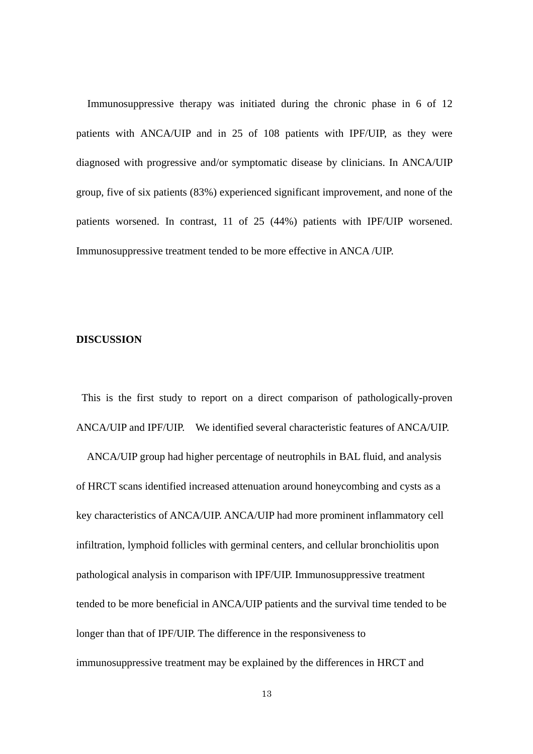Immunosuppressive therapy was initiated during the chronic phase in 6 of 12 patients with ANCA/UIP and in 25 of 108 patients with IPF/UIP, as they were diagnosed with progressive and/or symptomatic disease by clinicians. In ANCA/UIP group, five of six patients (83%) experienced significant improvement, and none of the patients worsened. In contrast, 11 of 25 (44%) patients with IPF/UIP worsened. Immunosuppressive treatment tended to be more effective in ANCA /UIP.

## DISCUSSION

This is the first study to report on a direct comparison of pathologically-proven ANCA/UIP and IPF/UIP. We identified several characteristic features of ANCA/UIP.

ANCA/UIP group had higher percentage of neutrophils in BAL fluid, and analysis of HRCT scans identified increased attenuation around honeycombing and cysts as a key characteristics of ANCA/UIP. ANCA/UIP had more prominent inflammatory cell infiltration, lymphoid follicles with germinal centers, and cellular bronchiolitis upon pathological analysis in comparison with IPF/UIP. Immunosuppressive treatment tended to be more beneficial in ANCA/UIP patients and the survival time tended to be longer than that of IPF/UIP. The difference in the responsiveness to immunosuppressive treatment may be explained by the differences in HRCT and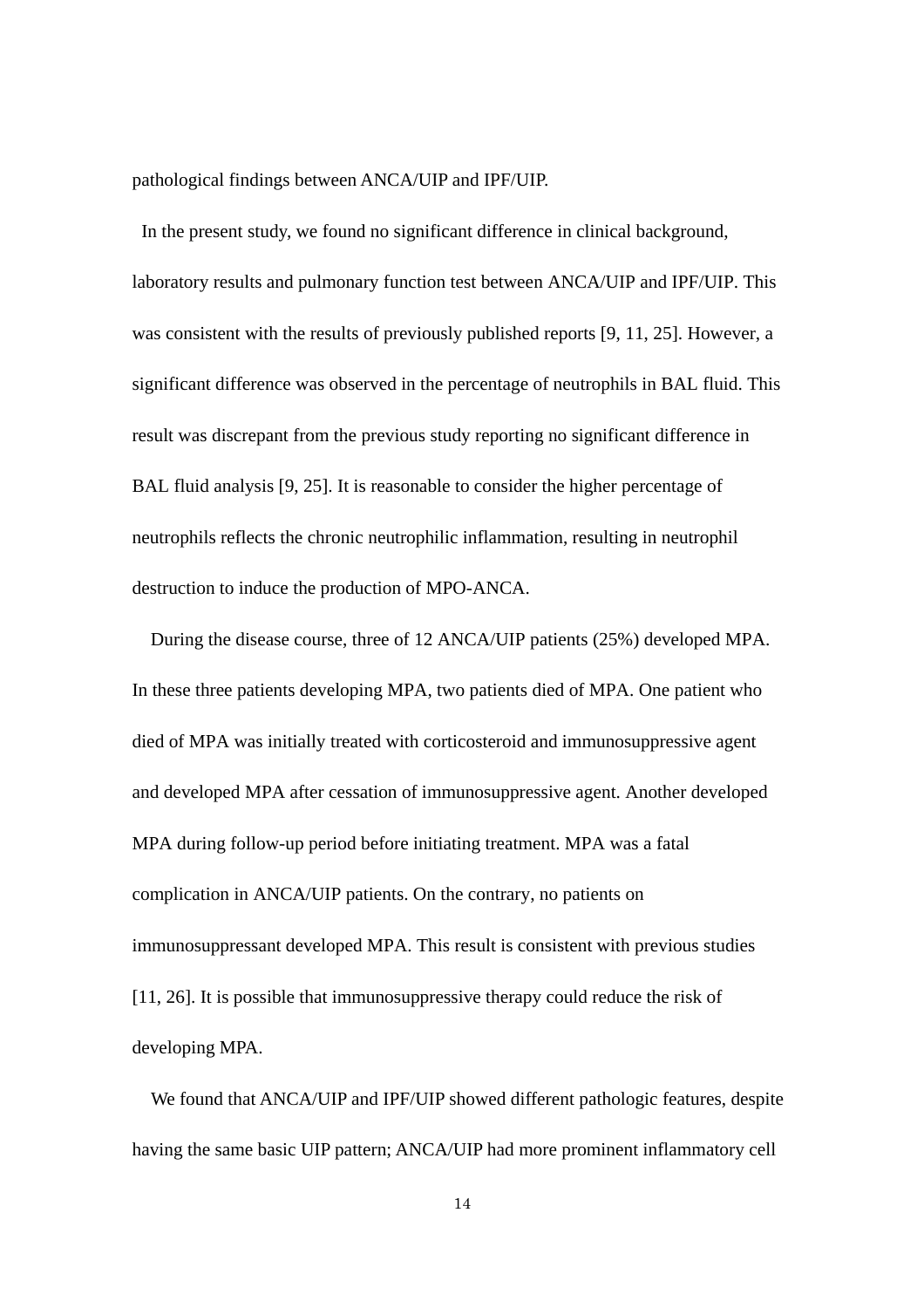pathological findings between ANCA/UIP and IPF/UIP.

In the present study, we found no significant difference in clinical background, laboratory results and pulmonary function test between ANCA/UIP and IPF/UIP. This was consistent with the results of previously published reports [9, 11, 25]. However, a significant difference was observed in the percentage of neutrophils in BAL fluid. This result was discrepant from the previous study reporting no significant difference in BAL fluid analysis [9, 25]. It is reasonable to consider the higher percentage of neutrophils reflects the chronic neutrophilic inflammation, resulting in neutrophil destruction to induce the production of MPO-ANCA.

During the disease course, three of 12 ANCA/UIP patients (25%) developed MPA. In these three patients developing MPA, two patients died of MPA. One patient who died of MPA was initially treated with corticosteroid and immunosuppressive agent and developed MPA after cessation of immunosuppressive agent. Another developed MPA during follow-up period before initiating treatment. MPA was a fatal complication in ANCA/UIP patients. On the contrary, no patients on immunosuppressant developed MPA. This result is consistent with previous studies [11, 26]. It is possible that immunosuppressive therapy could reduce the risk of developing MPA.

We found that ANCA/UIP and IPF/UIP showed different pathologic features, despite having the same basic UIP pattern; ANCA/UIP had more prominent inflammatory cell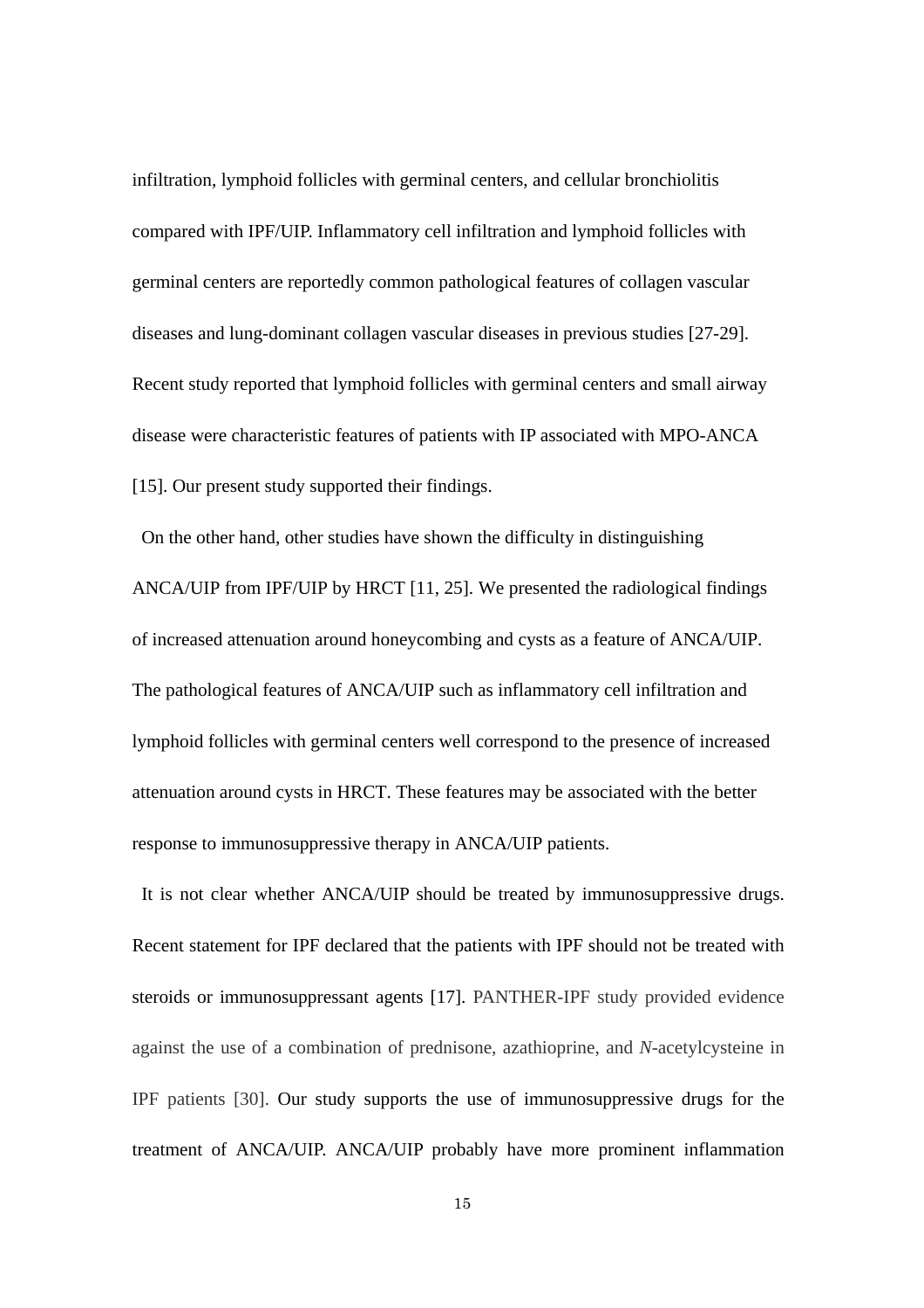infiltration, lymphoid follicles with germinal centers, and cellular bronchiolitis compared with IPF/UIP. Inflammatory cell infiltration and lymphoid follicles with germinal centers are reportedly common pathological features of collagen vascular diseases and lung-dominant collagen vascular diseases in previous studies [27-29]. Recent study reported that lymphoid follicles with germinal centers and small airway disease were characteristic features of patients with IP associated with MPO-ANCA [15]. Our present study supported their findings.

On the other hand, other studies have shown the difficulty in distinguishing ANCA/UIP from IPF/UIP by HRCT [11, 25]. We presented the radiological findings of increased attenuation around honeycombing and cysts as a feature of ANCA/UIP. The pathological features of ANCA/UIP such as inflammatory cell infiltration and lymphoid follicles with germinal centers well correspond to the presence of increased attenuation around cysts in HRCT. These features may be associated with the better response to immunosuppressive therapy in ANCA/UIP patients.

It is not clear whether ANCA/UIP should be treated by immunosuppressive drugs. Recent statement for IPF declared that the patients with IPF should not be treated with steroids or immunosuppressant agents [17]. PANTHER-IPF study provided evidence against the use of a combination of prednisone, azathioprine, and *N*-acetylcysteine in IPF patients [30]. Our study supports the use of immunosuppressive drugs for the treatment of ANCA/UIP. ANCA/UIP probably have more prominent inflammation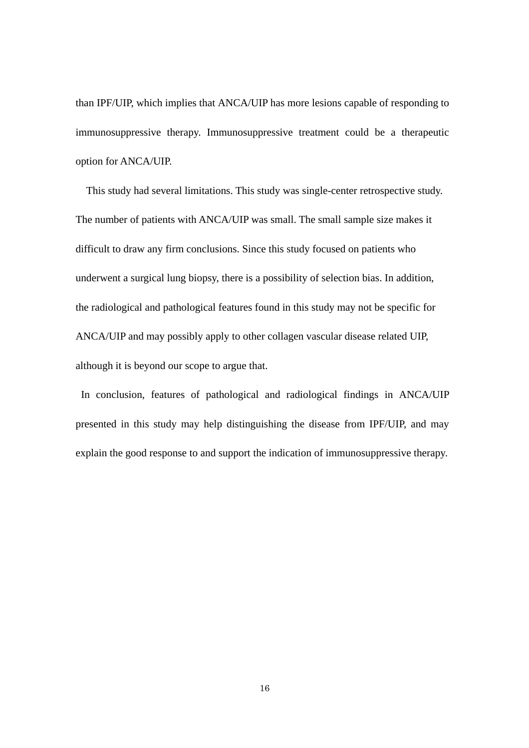than IPF/UIP, which implies that ANCA/UIP has more lesions capable of responding to immunosuppressive therapy. Immunosuppressive treatment could be a therapeutic option for ANCA/UIP.

This study had several limitations. This study was single-center retrospective study. The number of patients with ANCA/UIP was small. The small sample size makes it difficult to draw any firm conclusions. Since this study focused on patients who underwent a surgical lung biopsy, there is a possibility of selection bias. In addition, the radiological and pathological features found in this study may not be specific for ANCA/UIP and may possibly apply to other collagen vascular disease related UIP, although it is beyond our scope to argue that.

In conclusion, features of pathological and radiological findings in ANCA/UIP presented in this study may help distinguishing the disease from IPF/UIP, and may explain the good response to and support the indication of immunosuppressive therapy.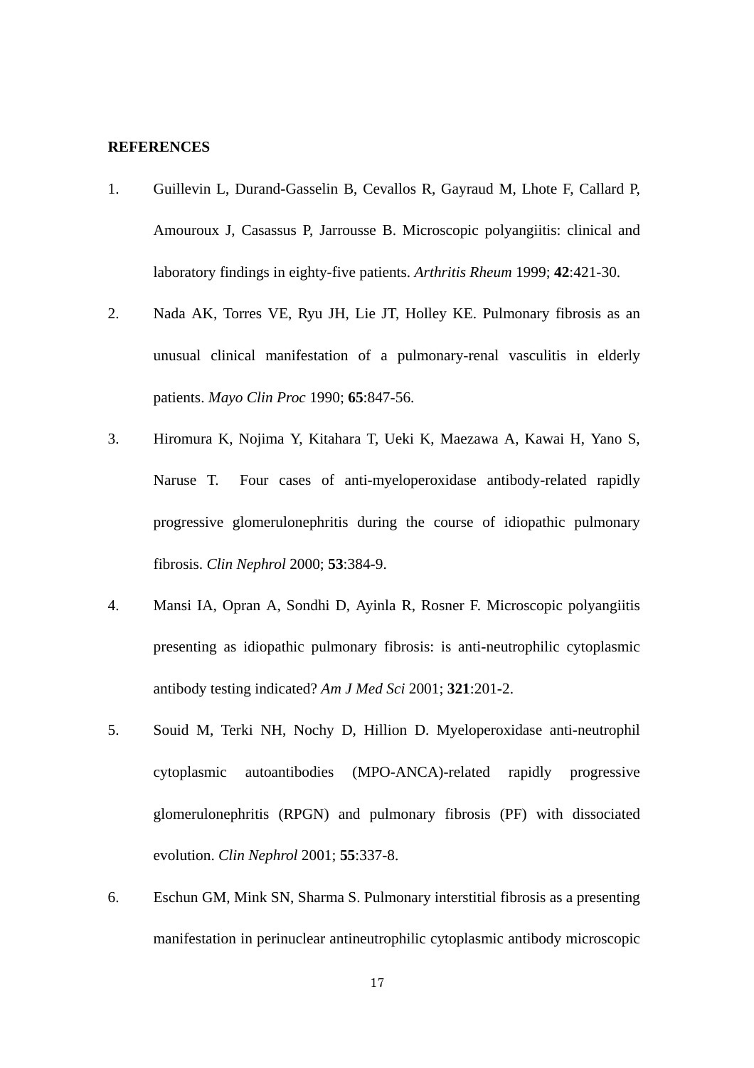**REFERENCES**

1. Guillevin L, Durand-Gasselin B, Cevallos R, Gayraud M, Lhote F, Callard P, Amouroux J, Casassus P, Jarrousse B. Microscopic polyangiitis: clinical and laboratory findings in eighty-five patients. *Arthritis Rheum* 1999; **42**:421-30.

2. Nada AK, Torres VE, Ryu JH, Lie JT, Holley KE. Pulmonary fibrosis as an unusual clinical manifestation of a pulmonary-renal vasculitis in elderly patients. *Mayo Clin Proc* 1990; **65**:847-56.

3. Hiromura K, Nojima Y, Kitahara T, Ueki K, Maezawa A, Kawai H, Yano S, Naruse T. Four cases of anti-myeloperoxidase antibody-related rapidly progressive glomerulonephritis during the course of idiopathic pulmonary fibrosis. *Clin Nephrol* 2000; **53**:384-9.

4. Mansi IA, Opran A, Sondhi D, Ayinla R, Rosner F. Microscopic polyangiitis presenting as idiopathic pulmonary fibrosis: is anti-neutrophilic cytoplasmic antibody testing indicated? *Am J Med Sci* 2001; **321**:201-2.

5. Souid M, Terki NH, Nochy D, Hillion D. Myeloperoxidase anti-neutrophil cytoplasmic autoantibodies (MPO-ANCA)-related rapidly progressive glomerulonephritis (RPGN) and pulmonary fibrosis (PF) with dissociated evolution. *Clin Nephrol* 2001; **55**:337-8.

6. Eschun GM, Mink SN, Sharma S. Pulmonary interstitial fibrosis as a presenting manifestation in perinuclear antineutrophilic cytoplasmic antibody microscopic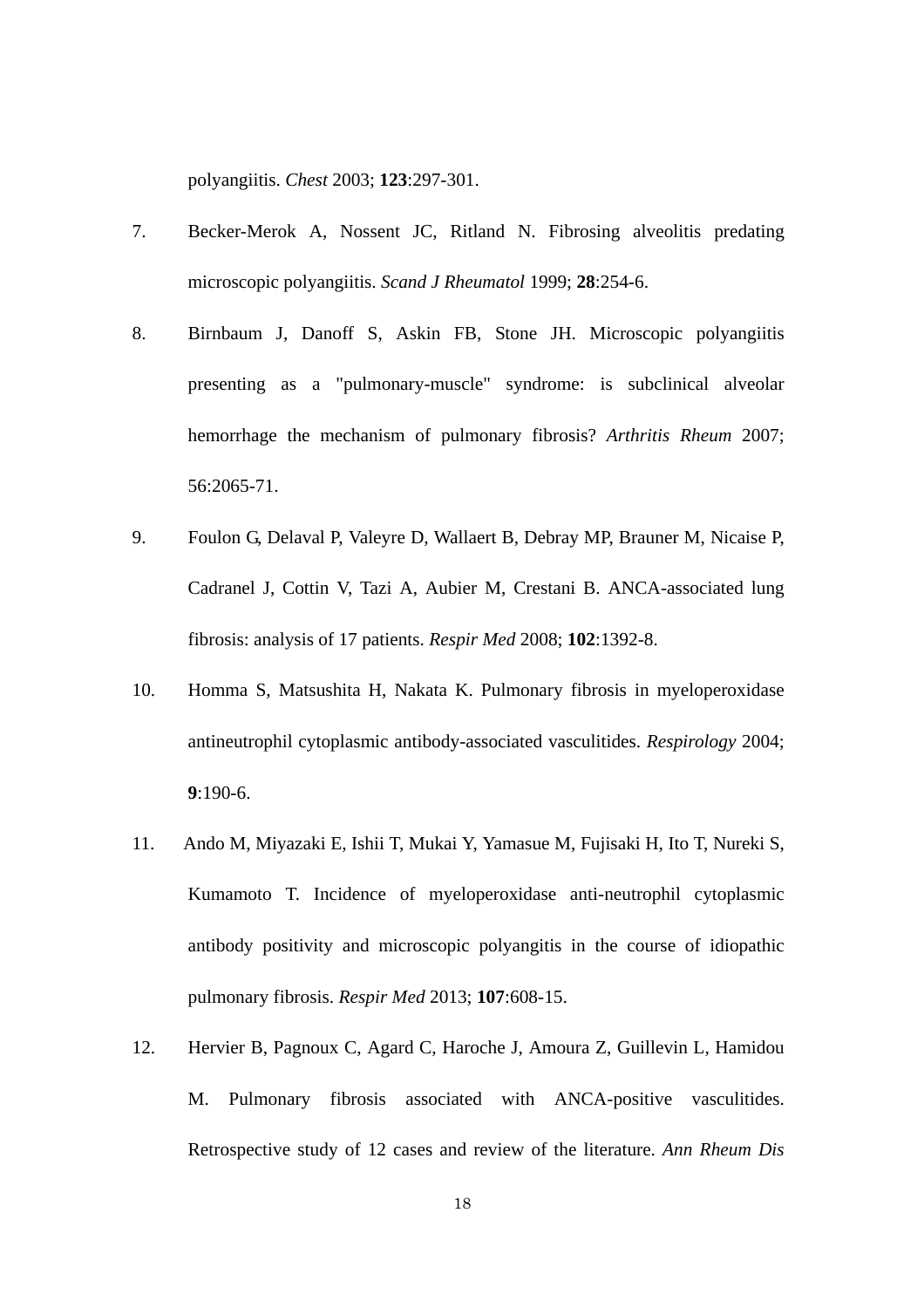polyangiitis. *Chest* 2003; **123**:297-301.

7. Becker-Merok A, Nossent JC, Ritland N. Fibrosing alveolitis predating microscopic polyangiitis. *Scand J Rheumatol* 1999; **28**:254-6.

8. Birnbaum J, Danoff S, Askin FB, Stone JH. Microscopic polyangiitis presenting as a "pulmonary-muscle" syndrome: is subclinical alveolar hemorrhage the mechanism of pulmonary fibrosis? *Arthritis Rheum* 2007; 56:2065-71.

9. Foulon G, Delaval P, Valeyre D, Wallaert B, Debray MP, Brauner M, Nicaise P, Cadranel J, Cottin V, Tazi A, Aubier M, Crestani B. ANCA-associated lung fibrosis: analysis of 17 patients. *Respir Med* 2008; **102**:1392-8.

10. Homma S, Matsushita H, Nakata K. Pulmonary fibrosis in myeloperoxidase antineutrophil cytoplasmic antibody-associated vasculitides. *Respirology* 2004; **9**:190-6.

11. Ando M, Miyazaki E, Ishii T, Mukai Y, Yamasue M, Fujisaki H, Ito T, Nureki S, Kumamoto T. Incidence of myeloperoxidase anti-neutrophil cytoplasmic antibody positivity and microscopic polyangitis in the course of idiopathic pulmonary fibrosis. *Respir Med* 2013; **107**:608-15.

12. Hervier B, Pagnoux C, Agard C, Haroche J, Amoura Z, Guillevin L, Hamidou M. Pulmonary fibrosis associated with ANCA-positive vasculitides. Retrospective study of 12 cases and review of the literature. *Ann Rheum Dis*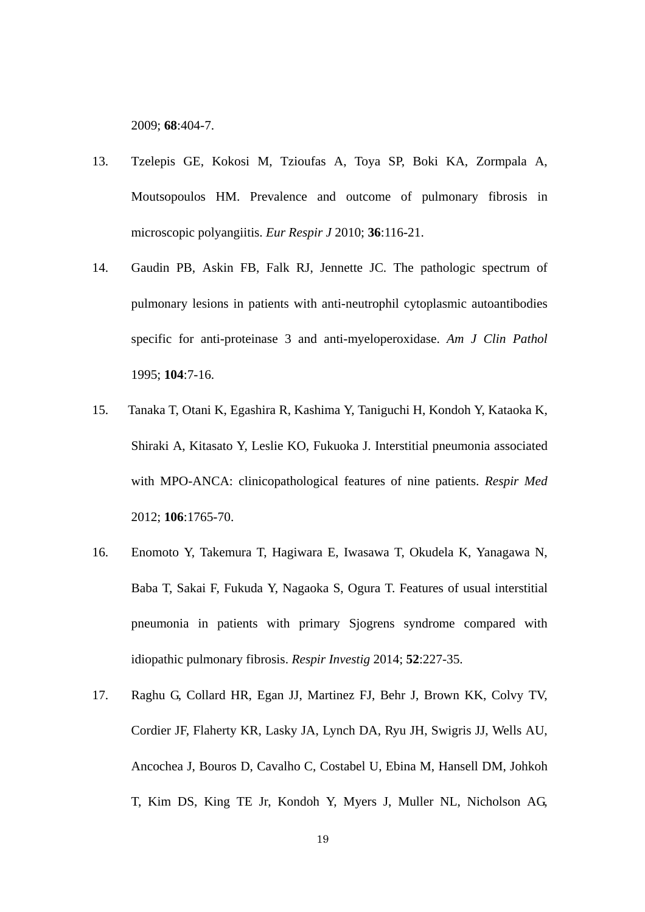2009; **68**:404-7.

13. Tzelepis GE, Kokosi M, Tzioufas A, Toya SP, Boki KA, Zormpala A, Moutsopoulos HM. Prevalence and outcome of pulmonary fibrosis in microscopic polyangiitis. *Eur Respir J* 2010; **36**:116-21.

14. Gaudin PB, Askin FB, Falk RJ, Jennette JC. The pathologic spectrum of pulmonary lesions in patients with anti-neutrophil cytoplasmic autoantibodies specific for anti-proteinase 3 and anti-myeloperoxidase. *Am J Clin Pathol* 1995; **104**:7-16.

15. Tanaka T, Otani K, Egashira R, Kashima Y, Taniguchi H, Kondoh Y, Kataoka K, Shiraki A, Kitasato Y, Leslie KO, Fukuoka J. Interstitial pneumonia associated with MPO-ANCA: clinicopathological features of nine patients. *Respir Med* 2012; **106**:1765-70.

16. Enomoto Y, Takemura T, Hagiwara E, Iwasawa T, Okudela K, Yanagawa N, Baba T, Sakai F, Fukuda Y, Nagaoka S, Ogura T. Features of usual interstitial pneumonia in patients with primary Sjogrens syndrome compared with idiopathic pulmonary fibrosis. *Respir Investig* 2014; **52**:227-35.

17. Raghu G, Collard HR, Egan JJ, Martinez FJ, Behr J, Brown KK, Colvy TV, Cordier JF, Flaherty KR, Lasky JA, Lynch DA, Ryu JH, Swigris JJ, Wells AU, Ancochea J, Bouros D, Cavalho C, Costabel U, Ebina M, Hansell DM, Johkoh T, Kim DS, King TE Jr, Kondoh Y, Myers J, Muller NL, Nicholson AG,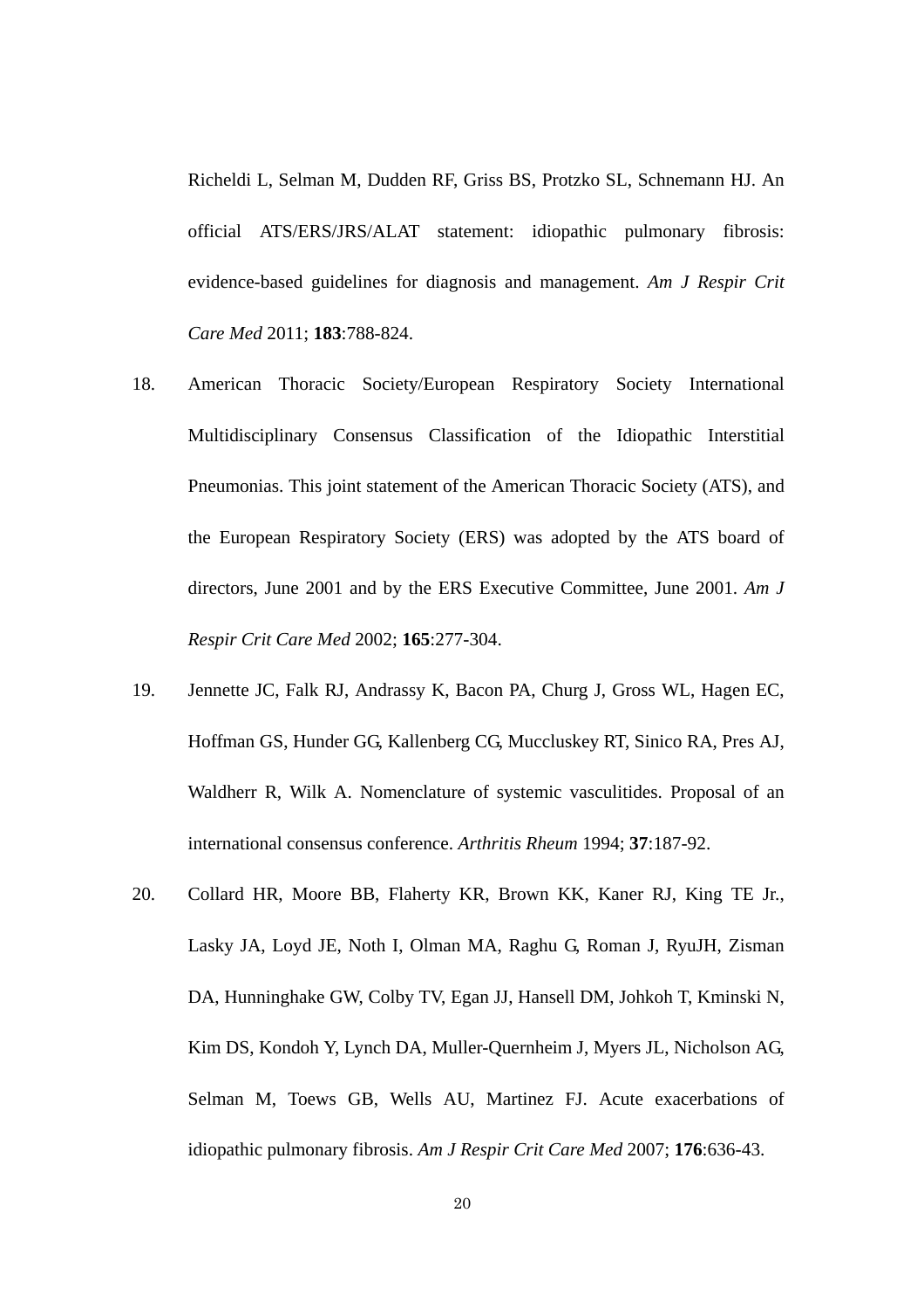Richeldi L, Selman M, Dudden RF, Griss BS, Protzko SL, Schnemann HJ. An official ATS/ERS/JRS/ALAT statement: idiopathic pulmonary fibrosis: evidence-based guidelines for diagnosis and management. *Am J Respir Crit Care Med* 2011; **183**:788-824.

18. American Thoracic Society/European Respiratory Society International Multidisciplinary Consensus Classification of the Idiopathic Interstitial Pneumonias. This joint statement of the American Thoracic Society (ATS), and the European Respiratory Society (ERS) was adopted by the ATS board of directors, June 2001 and by the ERS Executive Committee, June 2001. *Am J Respir Crit Care Med* 2002; **165**:277-304.

19. Jennette JC, Falk RJ, Andrassy K, Bacon PA, Churg J, Gross WL, Hagen EC, Hoffman GS, Hunder GG, Kallenberg CG, Muccluskey RT, Sinico RA, Pres AJ, Waldherr R, Wilk A. Nomenclature of systemic vasculitides. Proposal of an international consensus conference. *Arthritis Rheum* 1994; **37**:187-92.

20. Collard HR, Moore BB, Flaherty KR, Brown KK, Kaner RJ, King TE Jr., Lasky JA, Loyd JE, Noth I, Olman MA, Raghu G, Roman J, RyuJH, Zisman DA, Hunninghake GW, Colby TV, Egan JJ, Hansell DM, Johkoh T, Kminski N, Kim DS, Kondoh Y, Lynch DA, Muller-Quernheim J, Myers JL, Nicholson AG, Selman M, Toews GB, Wells AU, Martinez FJ. Acute exacerbations of idiopathic pulmonary fibrosis. *Am J Respir Crit Care Med* 2007; **176**:636-43.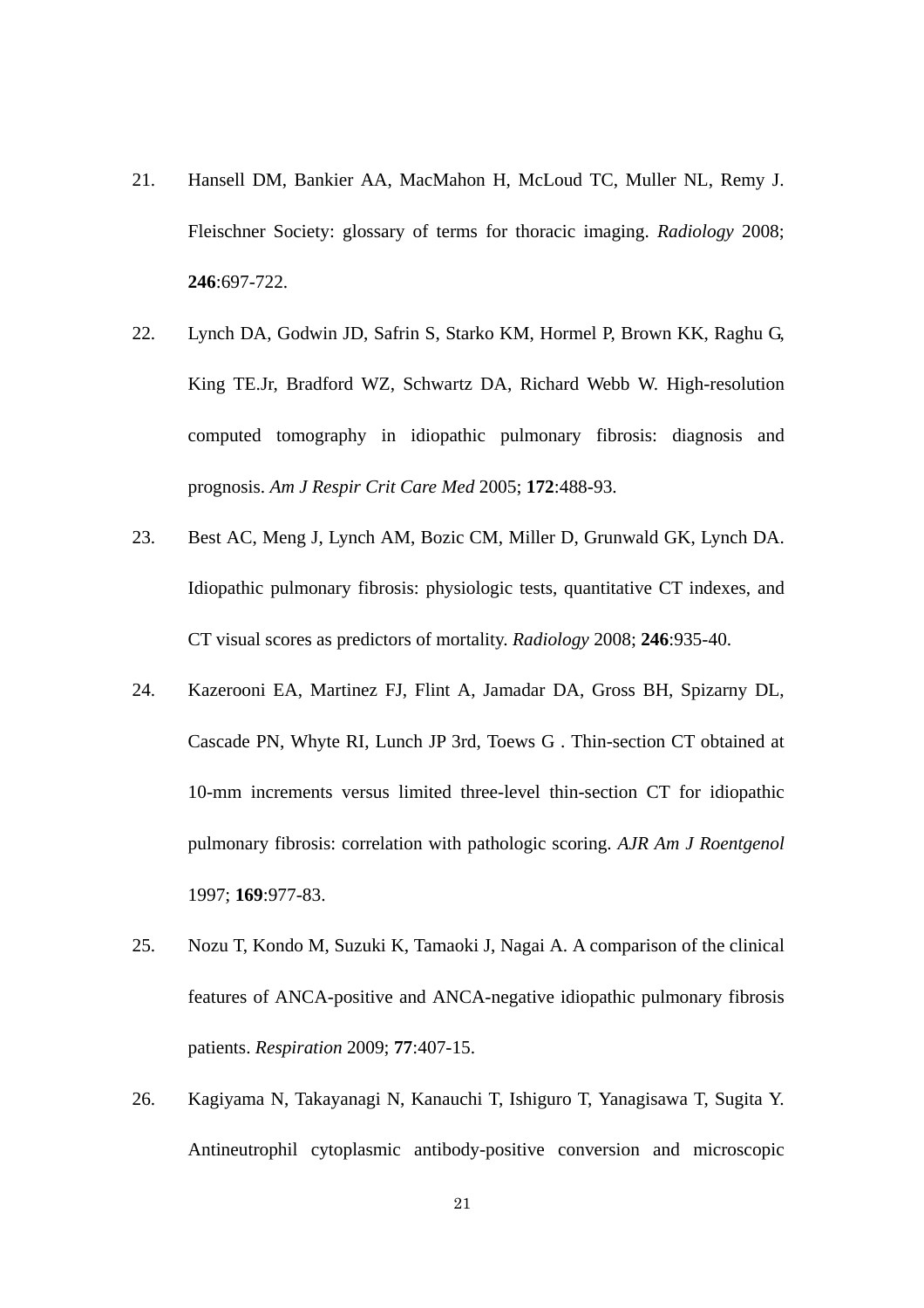21. Hansell DM, Bankier AA, MacMahon H, McLoud TC, Muller NL, Remy J. Fleischner Society: glossary of terms for thoracic imaging. *Radiology* 2008; **246**:697-722.

22. Lynch DA, Godwin JD, Safrin S, Starko KM, Hormel P, Brown KK, Raghu G, King TE.Jr, Bradford WZ, Schwartz DA, Richard Webb W. High-resolution computed tomography in idiopathic pulmonary fibrosis: diagnosis and prognosis. *Am J Respir Crit Care Med* 2005; **172**:488-93.

23. Best AC, Meng J, Lynch AM, Bozic CM, Miller D, Grunwald GK, Lynch DA. Idiopathic pulmonary fibrosis: physiologic tests, quantitative CT indexes, and CT visual scores as predictors of mortality. *Radiology* 2008; **246**:935-40.

24. Kazerooni EA, Martinez FJ, Flint A, Jamadar DA, Gross BH, Spizarny DL, Cascade PN, Whyte RI, Lunch JP 3rd, Toews G . Thin-section CT obtained at 10-mm increments versus limited three-level thin-section CT for idiopathic pulmonary fibrosis: correlation with pathologic scoring. *AJR Am J Roentgenol* 1997; **169**:977-83.

25. Nozu T, Kondo M, Suzuki K, Tamaoki J, Nagai A. A comparison of the clinical features of ANCA-positive and ANCA-negative idiopathic pulmonary fibrosis patients. *Respiration* 2009; **77**:407-15.

26. Kagiyama N, Takayanagi N, Kanauchi T, Ishiguro T, Yanagisawa T, Sugita Y. Antineutrophil cytoplasmic antibody-positive conversion and microscopic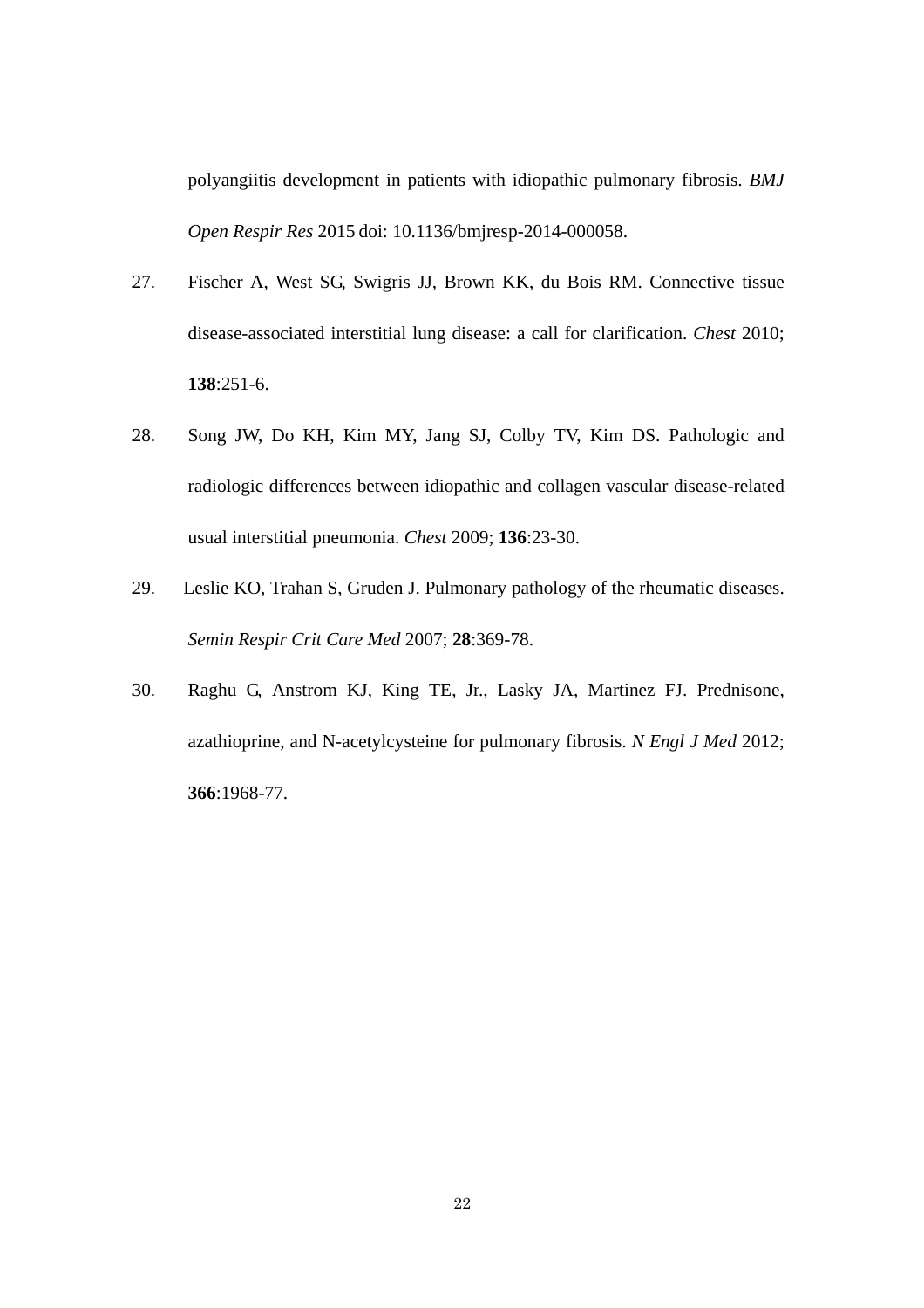polyangiitis development in patients with idiopathic pulmonary fibrosis. *BMJ Open Respir Res* 2015 doi: 10.1136/bmjresp-2014-000058.

27. Fischer A, West SG, Swigris JJ, Brown KK, du Bois RM. Connective tissue disease-associated interstitial lung disease: a call for clarification. *Chest* 2010; **138**:251-6.

28. Song JW, Do KH, Kim MY, Jang SJ, Colby TV, Kim DS. Pathologic and radiologic differences between idiopathic and collagen vascular disease-related usual interstitial pneumonia. *Chest* 2009; **136**:23-30.

29. Leslie KO, Trahan S, Gruden J. Pulmonary pathology of the rheumatic diseases. *Semin Respir Crit Care Med* 2007; **28**:369-78.

30. Raghu G, Anstrom KJ, King TE, Jr., Lasky JA, Martinez FJ. Prednisone, azathioprine, and N-acetylcysteine for pulmonary fibrosis. *N Engl J Med* 2012; **366**:1968-77.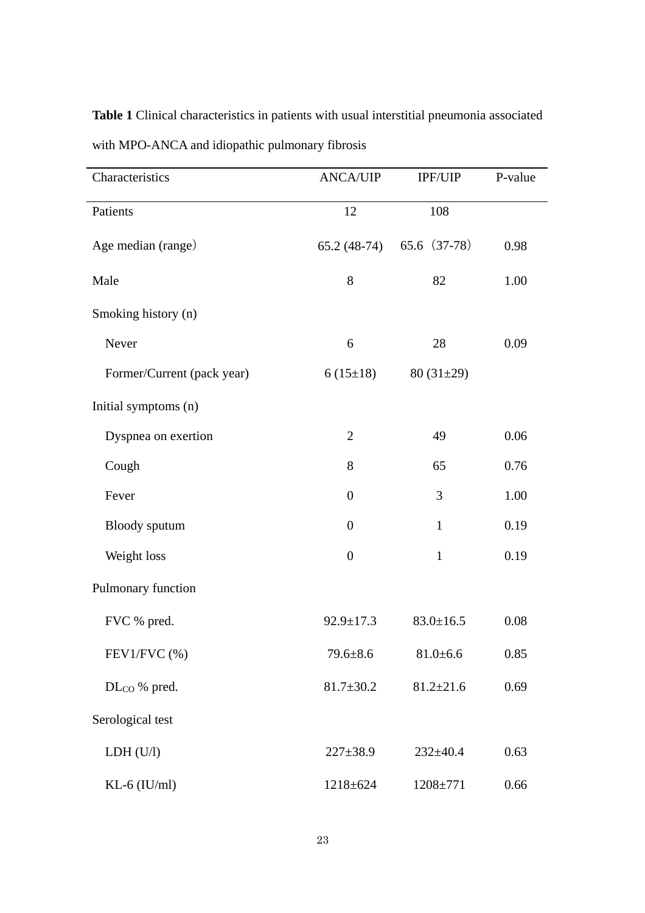**Table 1** Clinical characteristics in patients with usual interstitial pneumonia associated with MPO-ANCA and idiopathic pulmonary fibrosis

| Characteristics | ANCA/UIP | IPF/UIP | P-value |
|---|---|---|---|
| Patients | 12 | 108 | |
| Age median (range) | 65.2 (48-74) | 65.6（37-78） | 0.98 |
| Male | 8 | 82 | 1.00 |
| Smoking history (n) | | | |
| Never | 6 | 28 | 0.09 |
| Former/Current (pack year) | 6 (15±18) | 80 (31±29) | |
| Initial symptoms (n) | | | |
| Dyspnea on exertion | 2 | 49 | 0.06 |
| Cough | 8 | 65 | 0.76 |
| Fever | 0 | 3 | 1.00 |
| Bloody sputum | 0 | 1 | 0.19 |
| Weight loss | 0 | 1 | 0.19 |
| Pulmonary function | | | |
| FVC % pred. | 92.9±17.3 | 83.0±16.5 | 0.08 |
| FEV1/FVC (%) | 79.6±8.6 | 81.0±6.6 | 0.85 |
| $DL_{CO}$ % pred. | 81.7±30.2 | 81.2±21.6 | 0.69 |
| Serological test | | | |
| LDH (U/l) | 227±38.9 | 232±40.4 | 0.63 |
| KL-6 (IU/ml) | 1218±624 | 1208±771 | 0.66 |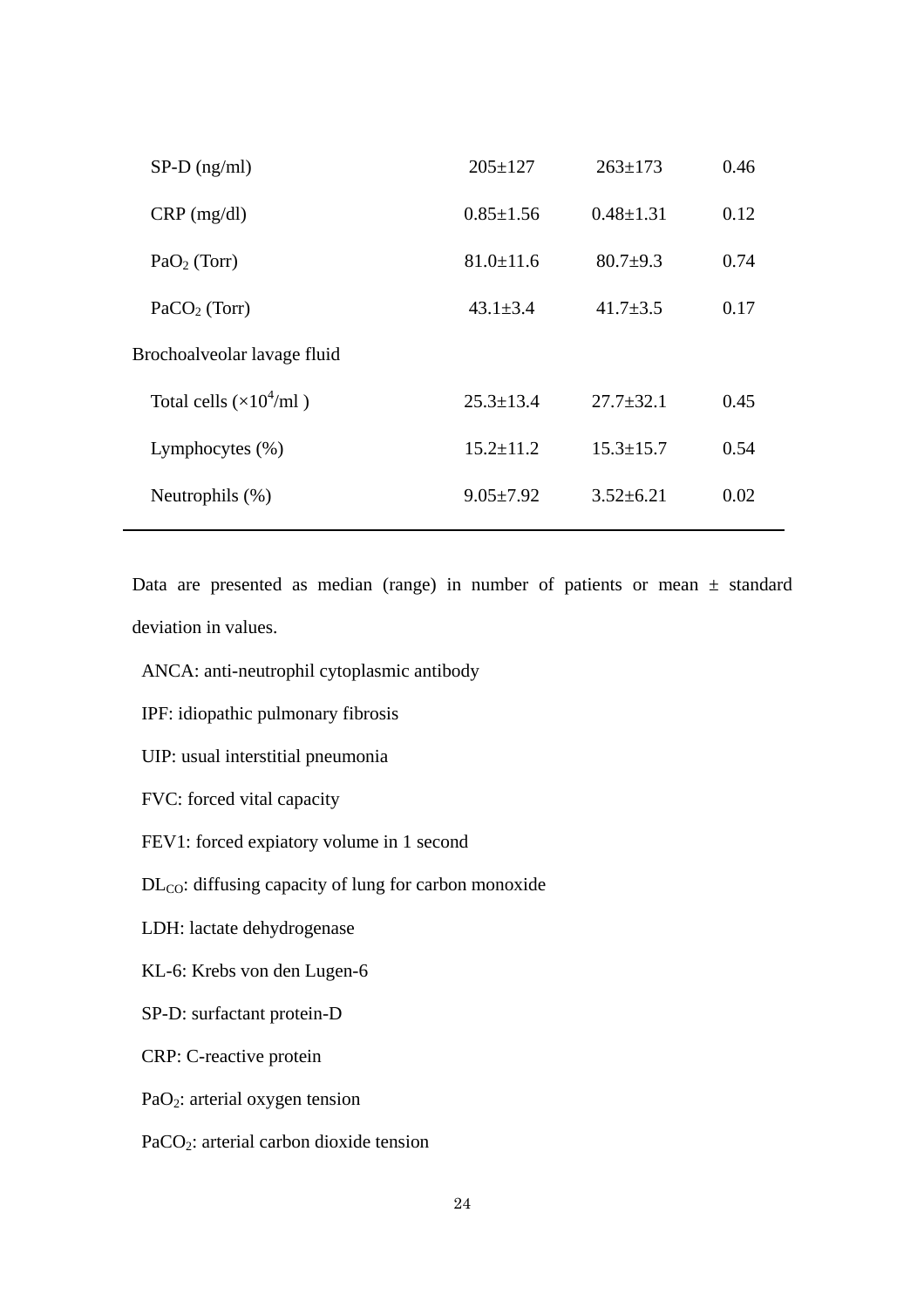| | | | |
|---|---|---|---|
| SP-D (ng/ml) | 205±127 | 263±173 | 0.46 |
| CRP (mg/dl) | 0.85±1.56 | 0.48±1.31 | 0.12 |
| $PaO_2$ (Torr) | 81.0±11.6 | 80.7±9.3 | 0.74 |
| $PaCO_2$ (Torr) | 43.1±3.4 | 41.7±3.5 | 0.17 |
| Brochoalveolar lavage fluid | | | |
| Total cells ($\times 10^4$/ml ) | 25.3±13.4 | 27.7±32.1 | 0.45 |
| Lymphocytes (%) | 15.2±11.2 | 15.3±15.7 | 0.54 |
| Neutrophils (%) | 9.05±7.92 | 3.52±6.21 | 0.02 |

Data are presented as median (range) in number of patients or mean ± standard deviation in values.

ANCA: anti-neutrophil cytoplasmic antibody

IPF: idiopathic pulmonary fibrosis

UIP: usual interstitial pneumonia

FVC: forced vital capacity

FEV1: forced expiatory volume in 1 second

$DL_{CO}$: diffusing capacity of lung for carbon monoxide

LDH: lactate dehydrogenase

KL-6: Krebs von den Lugen-6

SP-D: surfactant protein-D

CRP: C-reactive protein

$PaO_2$: arterial oxygen tension

$PaCO_2$: arterial carbon dioxide tension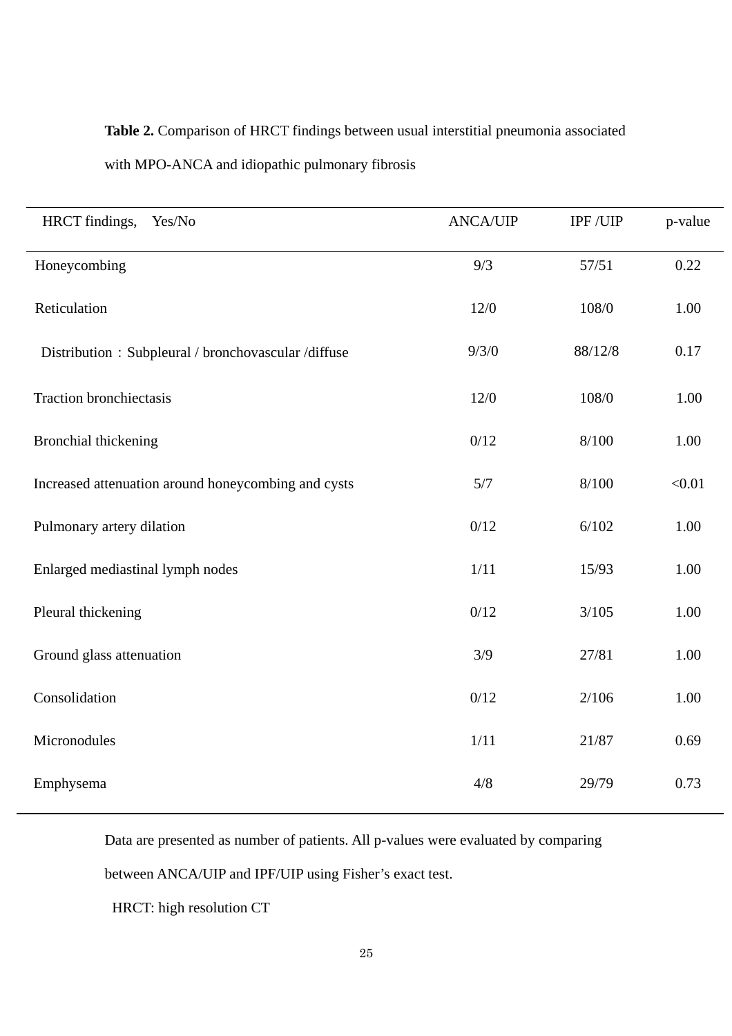**Table 2.** Comparison of HRCT findings between usual interstitial pneumonia associated with MPO-ANCA and idiopathic pulmonary fibrosis

| HRCT findings, Yes/No | ANCA/UIP | IPF /UIP | p-value |
|---|---|---|---|
| Honeycombing | 9/3 | 57/51 | 0.22 |
| Reticulation | 12/0 | 108/0 | 1.00 |
| Distribution：Subpleural / bronchovascular /diffuse | 9/3/0 | 88/12/8 | 0.17 |
| Traction bronchiectasis | 12/0 | 108/0 | 1.00 |
| Bronchial thickening | 0/12 | 8/100 | 1.00 |
| Increased attenuation around honeycombing and cysts | 5/7 | 8/100 | <0.01 |
| Pulmonary artery dilation | 0/12 | 6/102 | 1.00 |
| Enlarged mediastinal lymph nodes | 1/11 | 15/93 | 1.00 |
| Pleural thickening | 0/12 | 3/105 | 1.00 |
| Ground glass attenuation | 3/9 | 27/81 | 1.00 |
| Consolidation | 0/12 | 2/106 | 1.00 |
| Micronodules | 1/11 | 21/87 | 0.69 |
| Emphysema | 4/8 | 29/79 | 0.73 |

Data are presented as number of patients. All p-values were evaluated by comparing between ANCA/UIP and IPF/UIP using Fisher's exact test.

HRCT: high resolution CT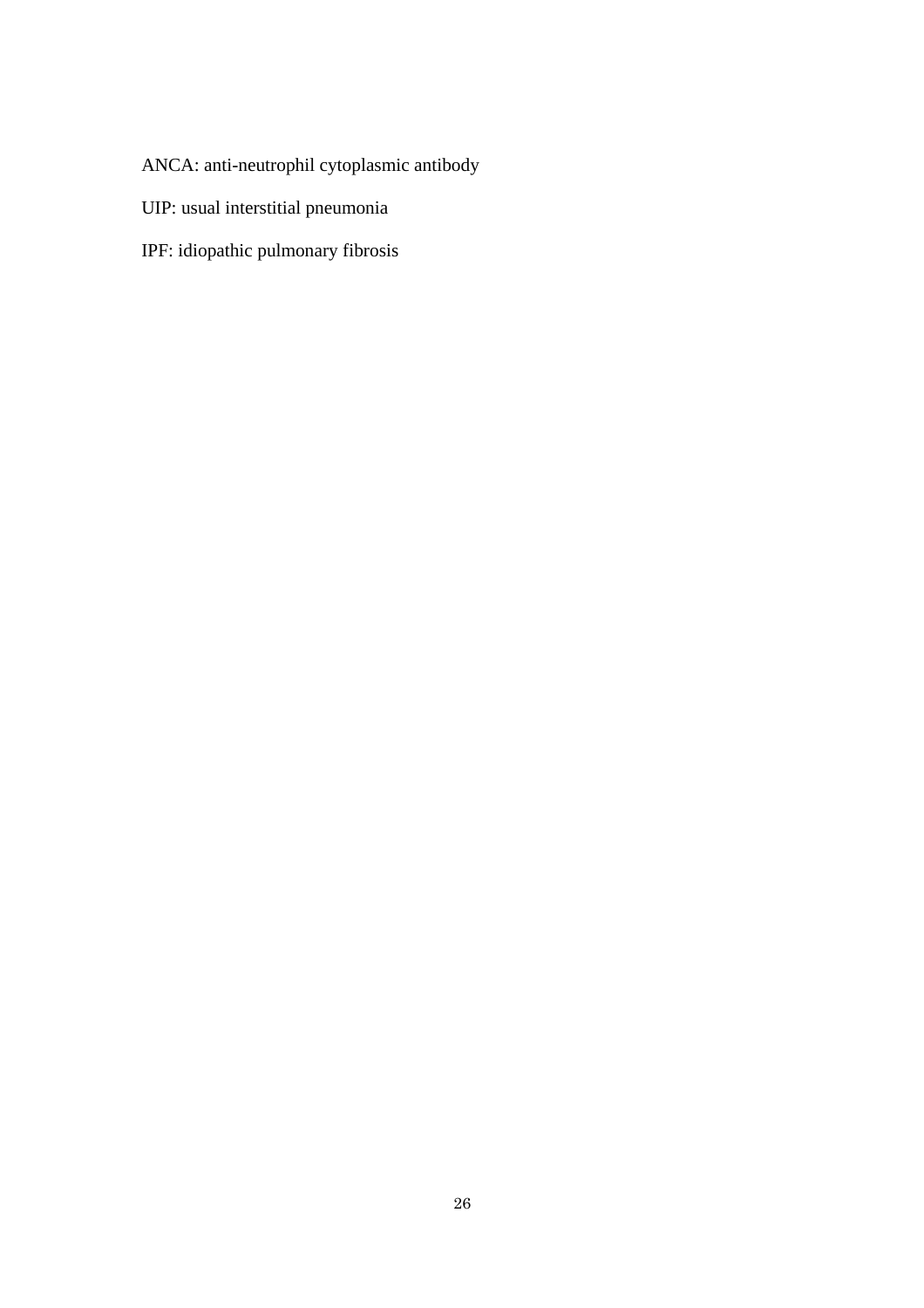ANCA: anti-neutrophil cytoplasmic antibody

UIP: usual interstitial pneumonia

IPF: idiopathic pulmonary fibrosis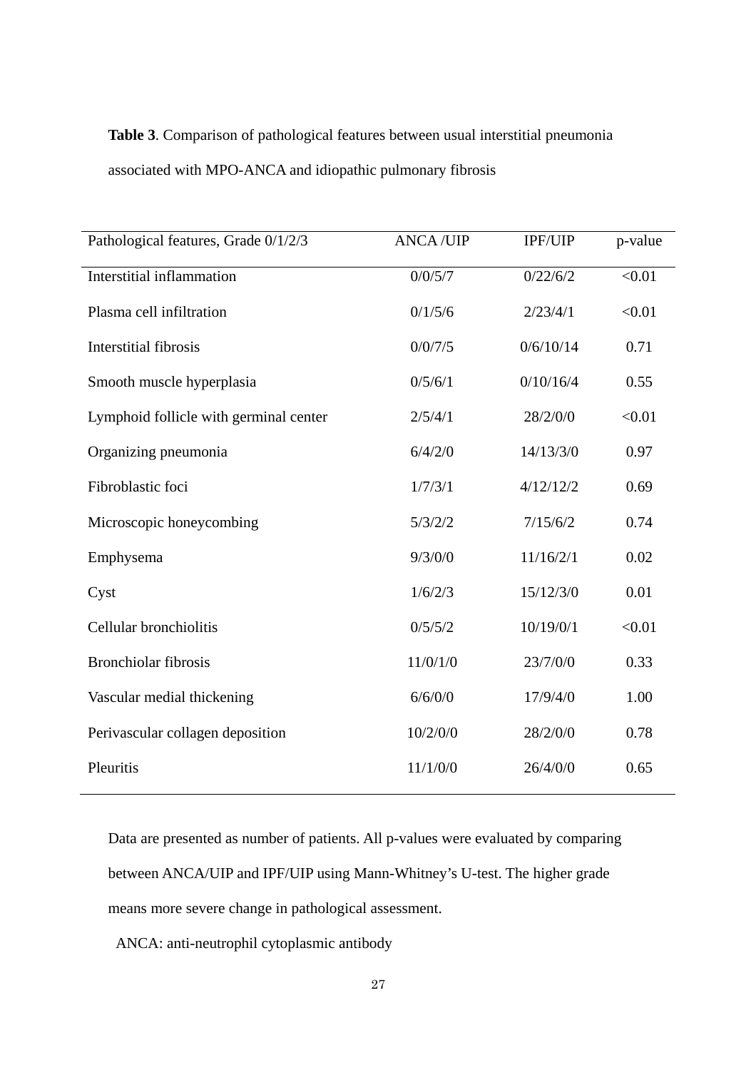**Table 3**. Comparison of pathological features between usual interstitial pneumonia associated with MPO-ANCA and idiopathic pulmonary fibrosis

| Pathological features, Grade 0/1/2/3 | ANCA /UIP | IPF/UIP | p-value |
|---|---|---|---|
| Interstitial inflammation | 0/0/5/7 | 0/22/6/2 | <0.01 |
| Plasma cell infiltration | 0/1/5/6 | 2/23/4/1 | <0.01 |
| Interstitial fibrosis | 0/0/7/5 | 0/6/10/14 | 0.71 |
| Smooth muscle hyperplasia | 0/5/6/1 | 0/10/16/4 | 0.55 |
| Lymphoid follicle with germinal center | 2/5/4/1 | 28/2/0/0 | <0.01 |
| Organizing pneumonia | 6/4/2/0 | 14/13/3/0 | 0.97 |
| Fibroblastic foci | 1/7/3/1 | 4/12/12/2 | 0.69 |
| Microscopic honeycombing | 5/3/2/2 | 7/15/6/2 | 0.74 |
| Emphysema | 9/3/0/0 | 11/16/2/1 | 0.02 |
| Cyst | 1/6/2/3 | 15/12/3/0 | 0.01 |
| Cellular bronchiolitis | 0/5/5/2 | 10/19/0/1 | <0.01 |
| Bronchiolar fibrosis | 11/0/1/0 | 23/7/0/0 | 0.33 |
| Vascular medial thickening | 6/6/0/0 | 17/9/4/0 | 1.00 |
| Perivascular collagen deposition | 10/2/0/0 | 28/2/0/0 | 0.78 |
| Pleuritis | 11/1/0/0 | 26/4/0/0 | 0.65 |

Data are presented as number of patients. All p-values were evaluated by comparing between ANCA/UIP and IPF/UIP using Mann-Whitney's U-test. The higher grade means more severe change in pathological assessment.

ANCA: anti-neutrophil cytoplasmic antibody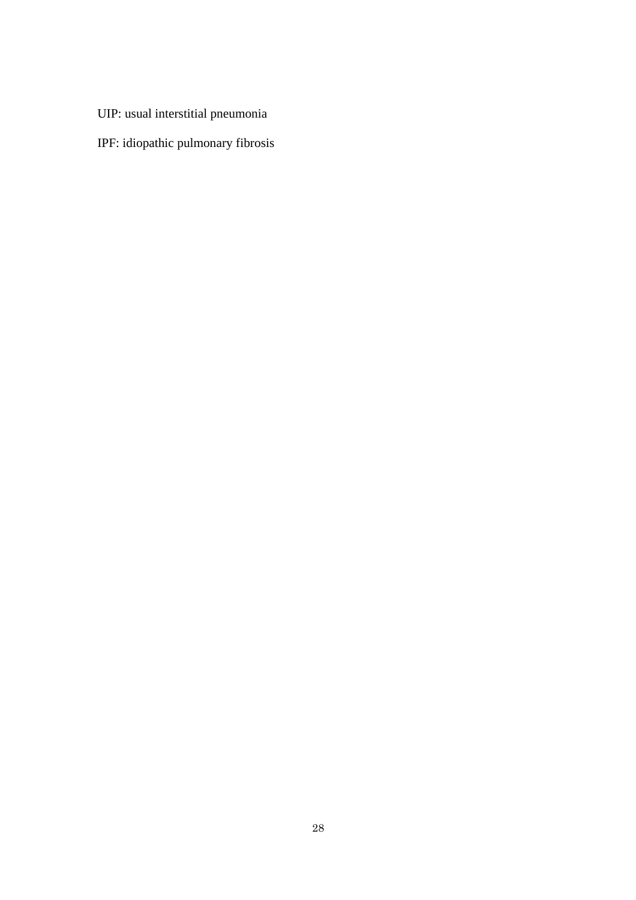UIP: usual interstitial pneumonia

IPF: idiopathic pulmonary fibrosis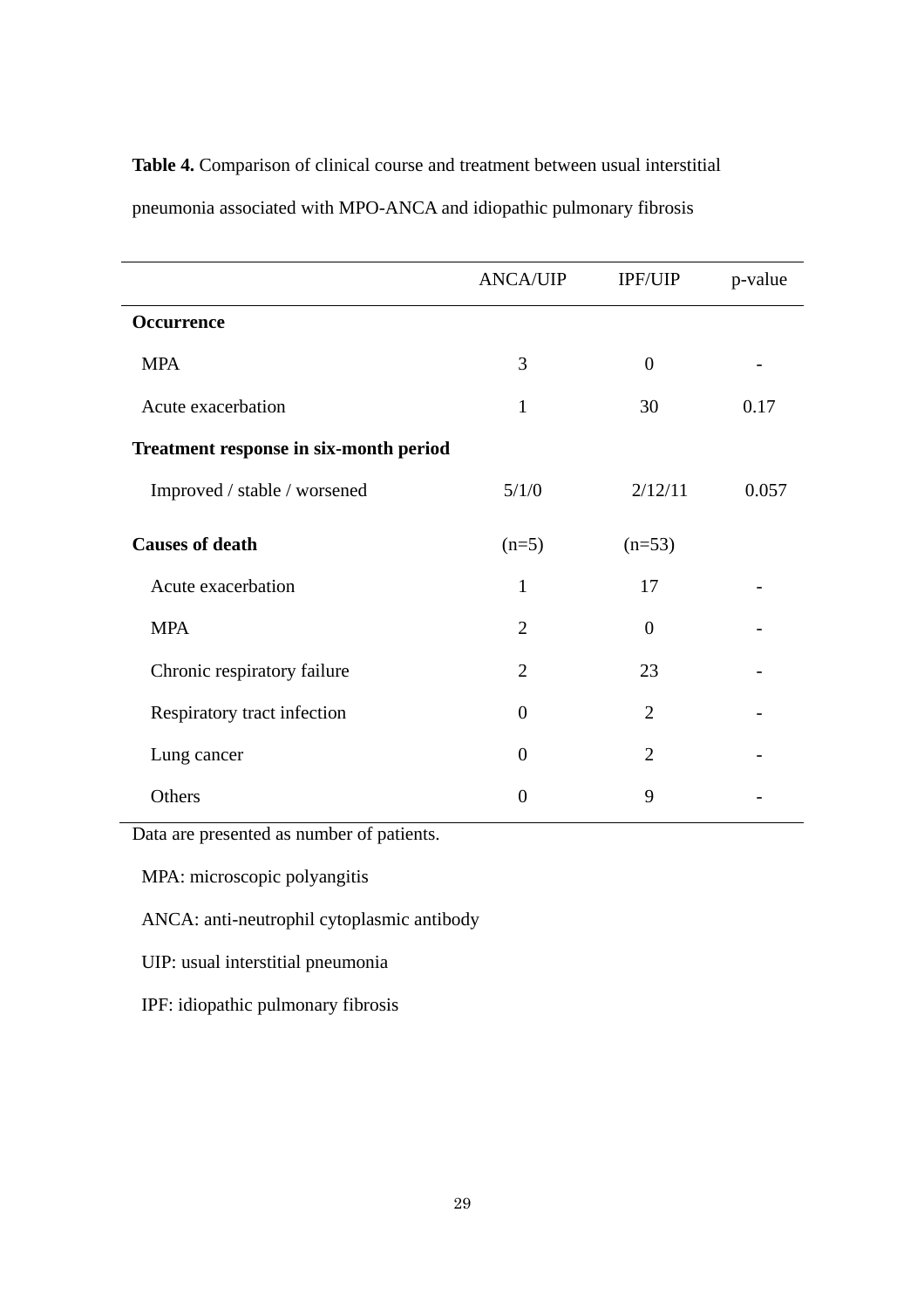**Table 4.** Comparison of clinical course and treatment between usual interstitial pneumonia associated with MPO-ANCA and idiopathic pulmonary fibrosis

| | ANCA/UIP | IPF/UIP | p-value |
|---|---|---|---|
| **Occurrence** | | | |
| MPA | 3 | 0 | - |
| Acute exacerbation | 1 | 30 | 0.17 |
| **Treatment response in six-month period** | | | |
| Improved / stable / worsened | 5/1/0 | 2/12/11 | 0.057 |
| **Causes of death** | (n=5) | (n=53) | |
| Acute exacerbation | 1 | 17 | - |
| MPA | 2 | 0 | - |
| Chronic respiratory failure | 2 | 23 | - |
| Respiratory tract infection | 0 | 2 | - |
| Lung cancer | 0 | 2 | - |
| Others | 0 | 9 | - |

Data are presented as number of patients.

MPA: microscopic polyangitis

ANCA: anti-neutrophil cytoplasmic antibody

UIP: usual interstitial pneumonia

IPF: idiopathic pulmonary fibrosis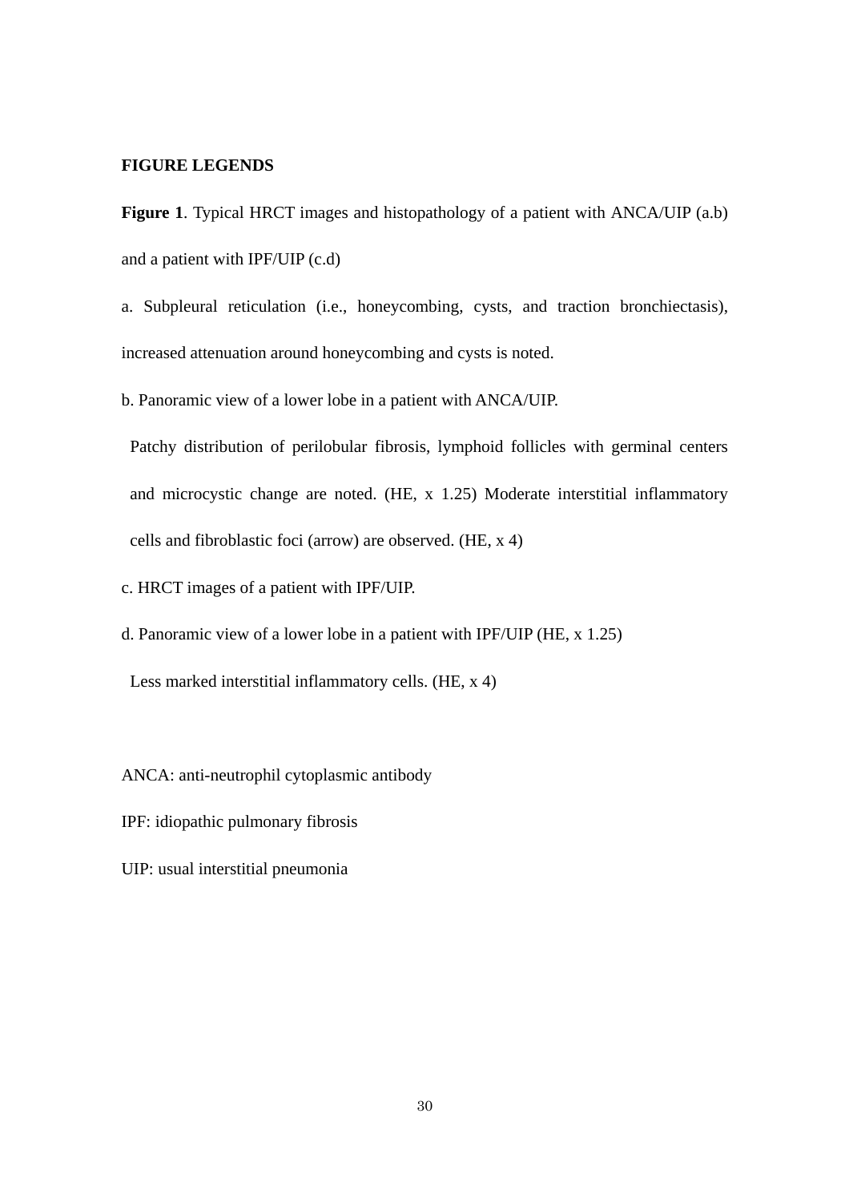## FIGURE LEGENDS

**Figure 1**. Typical HRCT images and histopathology of a patient with ANCA/UIP (a.b) and a patient with IPF/UIP (c.d)

a. Subpleural reticulation (i.e., honeycombing, cysts, and traction bronchiectasis), increased attenuation around honeycombing and cysts is noted.

b. Panoramic view of a lower lobe in a patient with ANCA/UIP.

Patchy distribution of perilobular fibrosis, lymphoid follicles with germinal centers and microcystic change are noted. (HE, x 1.25) Moderate interstitial inflammatory cells and fibroblastic foci (arrow) are observed. (HE, x 4)

c. HRCT images of a patient with IPF/UIP.

d. Panoramic view of a lower lobe in a patient with IPF/UIP (HE, x 1.25)

Less marked interstitial inflammatory cells. (HE, x 4)

ANCA: anti-neutrophil cytoplasmic antibody

IPF: idiopathic pulmonary fibrosis

UIP: usual interstitial pneumonia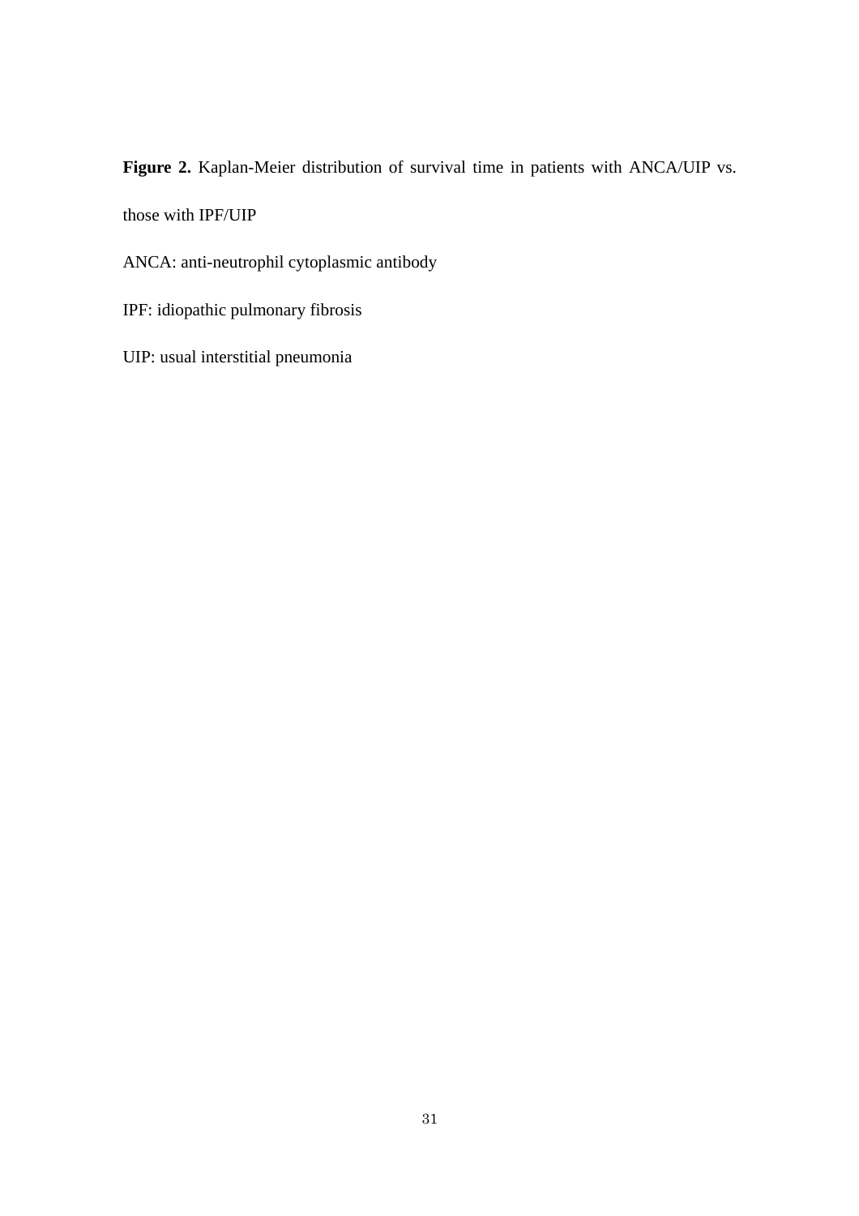**Figure 2.** Kaplan-Meier distribution of survival time in patients with ANCA/UIP vs. those with IPF/UIP

ANCA: anti-neutrophil cytoplasmic antibody

IPF: idiopathic pulmonary fibrosis

UIP: usual interstitial pneumonia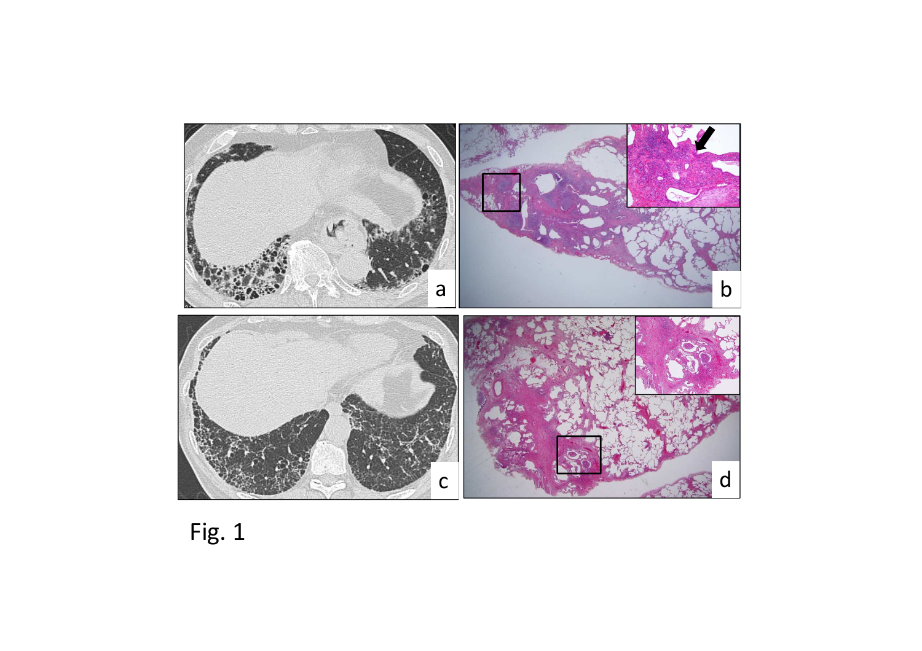Fig. 1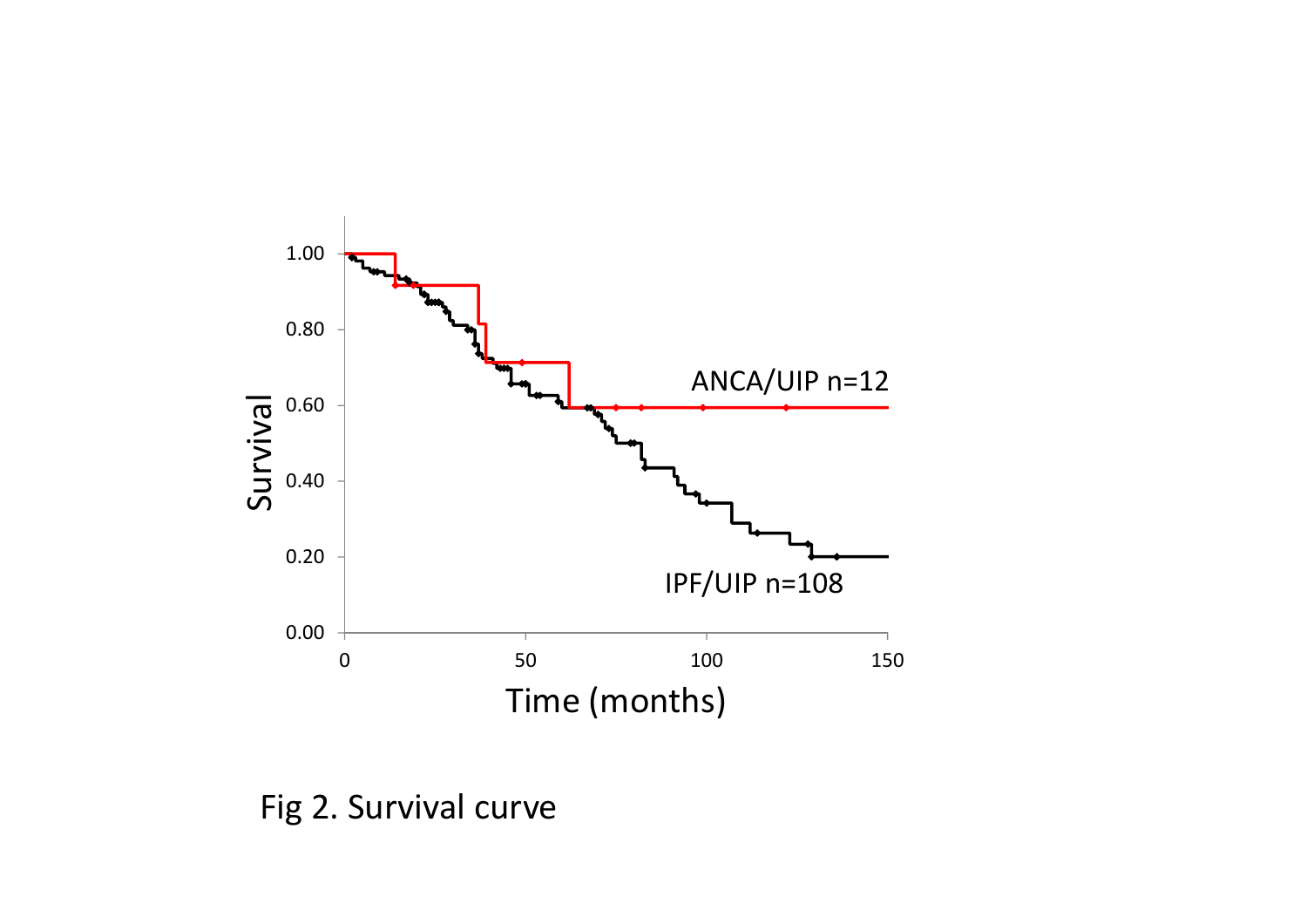1.00
0.80
0.60
0.40
0.20
0.00

Survival

0
50
100
150

Time (months)

ANCA/UIP n=12

IPF/UIP n=108

Fig 2. Survival curve